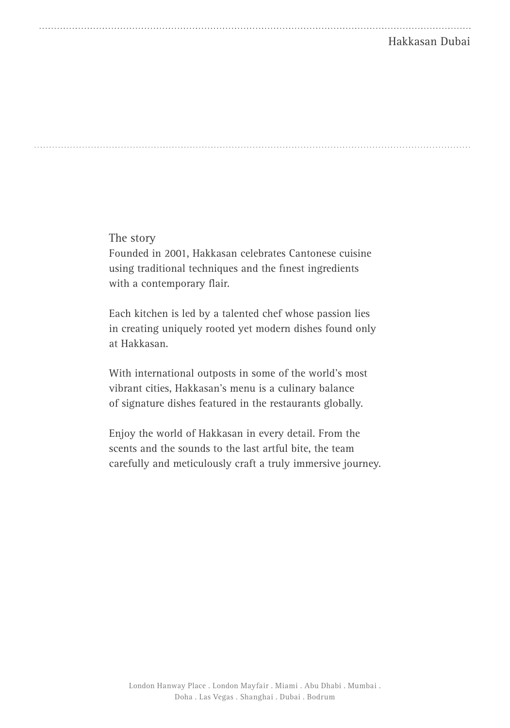# Hakkasan Dubai

## The story

Founded in 2001, Hakkasan celebrates Cantonese cuisine using traditional techniques and the finest ingredients with a contemporary flair.

Each kitchen is led by a talented chef whose passion lies in creating uniquely rooted yet modern dishes found only at Hakkasan.

With international outposts in some of the world's most vibrant cities, Hakkasan's menu is a culinary balance of signature dishes featured in the restaurants globally.

Enjoy the world of Hakkasan in every detail. From the scents and the sounds to the last artful bite, the team carefully and meticulously craft a truly immersive journey.

London Hanway Place . London Mayfair . Miami . Abu Dhabi . Mumbai . Doha . Las Vegas . Shanghai . Dubai . Bodrum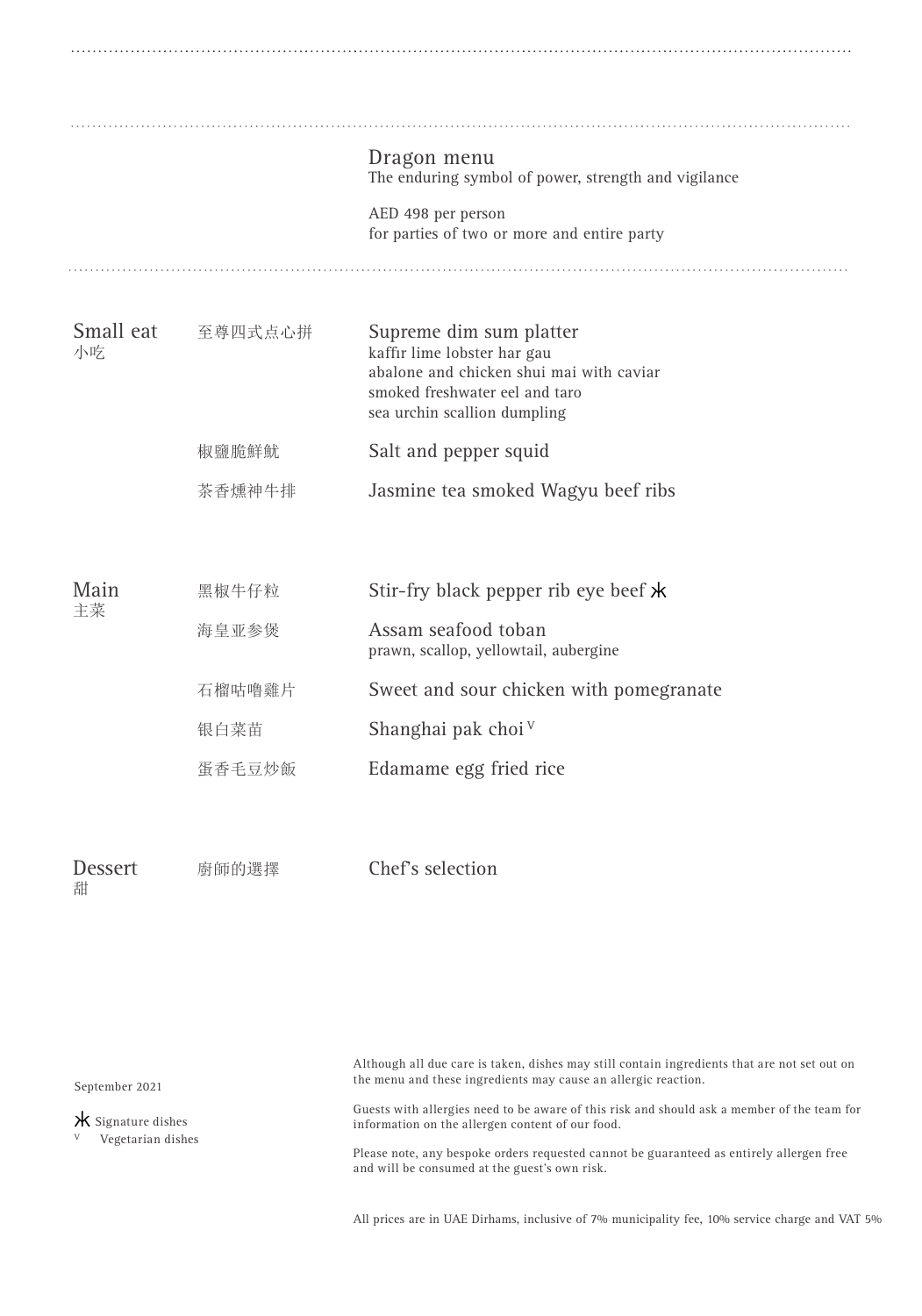## Dragon menu

The enduring symbol of power, strength and vigilance

AED 498 per person
for parties of two or more and entire party

### Small eat 小吃

至尊四式点心拼 **Supreme dim sum platter**
kaffir lime lobster har gau
abalone and chicken shui mai with caviar
smoked freshwater eel and taro
sea urchin scallion dumpling

椒鹽脆鮮魷 **Salt and pepper squid**

茶香燻神牛排 **Jasmine tea smoked Wagyu beef ribs**

### Main 主菜

黑椒牛仔粒 **Stir-fry black pepper rib eye beef** ⋇

海皇亚参煲 **Assam seafood toban**
prawn, scallop, yellowtail, aubergine

石榴咕嚕雞片 **Sweet and sour chicken with pomegranate**

银白菜苗 **Shanghai pak choi** V

蛋香毛豆炒飯 **Edamame egg fried rice**

### Dessert 甜

廚師的選擇 **Chef's selection**

September 2021

⋇ Signature dishes
V Vegetarian dishes

Although all due care is taken, dishes may still contain ingredients that are not set out on the menu and these ingredients may cause an allergic reaction.

Guests with allergies need to be aware of this risk and should ask a member of the team for information on the allergen content of our food.

Please note, any bespoke orders requested cannot be guaranteed as entirely allergen free and will be consumed at the guest's own risk.

All prices are in UAE Dirhams, inclusive of 7% municipality fee, 10% service charge and VAT 5%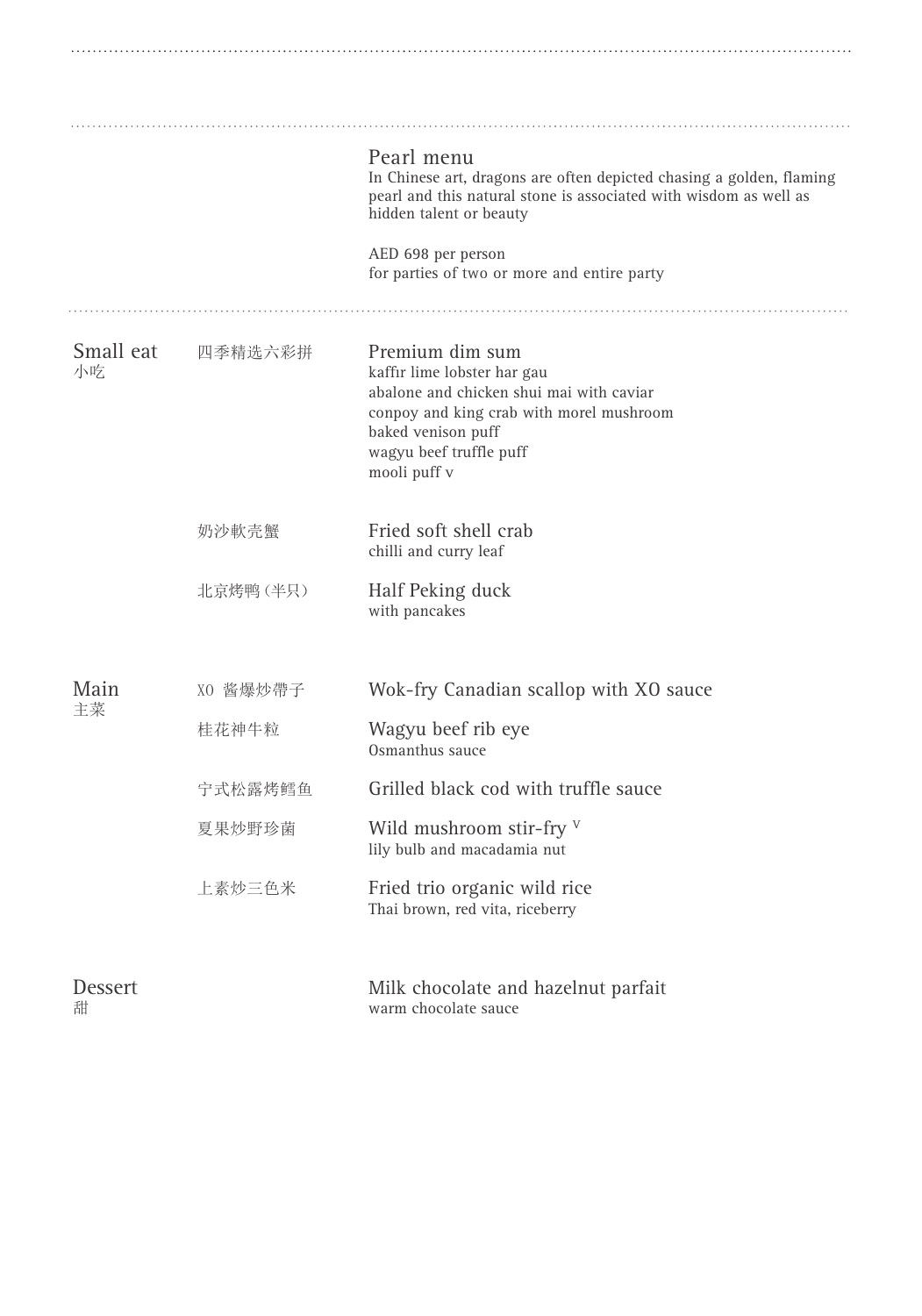## Pearl menu

In Chinese art, dragons are often depicted chasing a golden, flaming pearl and this natural stone is associated with wisdom as well as hidden talent or beauty

AED 698 per person
for parties of two or more and entire party

### Small eat 小吃

四季精选六彩拼

**Premium dim sum**
kaffir lime lobster har gau
abalone and chicken shui mai with caviar
conpoy and king crab with morel mushroom
baked venison puff
wagyu beef truffle puff
mooli puff v

奶沙軟壳蟹

**Fried soft shell crab**
chilli and curry leaf

北京烤鸭（半只）

**Half Peking duck**
with pancakes

### Main 主菜

XO 酱爆炒帶子

**Wok-fry Canadian scallop with XO sauce**

桂花神牛粒

**Wagyu beef rib eye**
Osmanthus sauce

宁式松露烤鳕鱼

**Grilled black cod with truffle sauce**

夏果炒野珍菌

**Wild mushroom stir-fry** V
lily bulb and macadamia nut

上素炒三色米

**Fried trio organic wild rice**
Thai brown, red vita, riceberry

### Dessert 甜

**Milk chocolate and hazelnut parfait**
warm chocolate sauce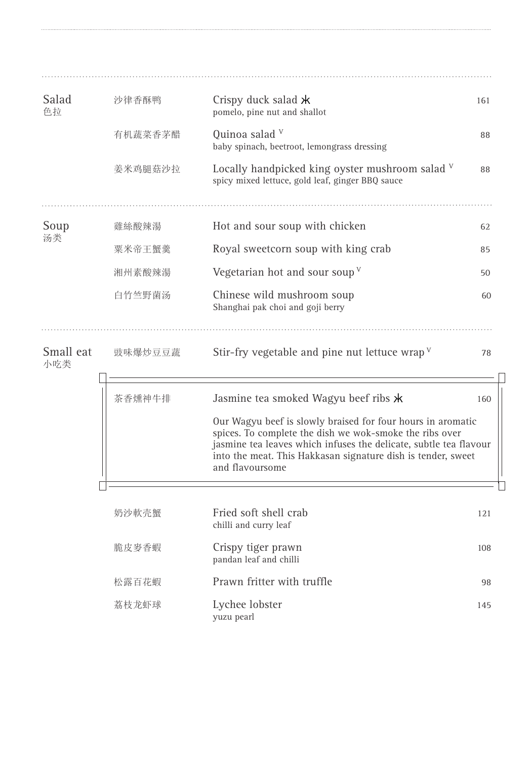## Salad 色拉

| | | |
|---|---|---|
| 沙律香酥鸭 | Crispy duck salad ж<br>pomelo, pine nut and shallot | 161 |
| 有机蔬菜香茅醋 | Quinoa salad V<br>baby spinach, beetroot, lemongrass dressing | 88 |
| 姜米鸡腿菇沙拉 | Locally handpicked king oyster mushroom salad V<br>spicy mixed lettuce, gold leaf, ginger BBQ sauce | 88 |

## Soup 汤类

| | | |
|---|---|---|
| 雞絲酸辣湯 | Hot and sour soup with chicken | 62 |
| 粟米帝王蟹羹 | Royal sweetcorn soup with king crab | 85 |
| 湘州素酸辣湯 | Vegetarian hot and sour soup V | 50 |
| 白竹笙野菌汤 | Chinese wild mushroom soup<br>Shanghai pak choi and goji berry | 60 |

## Small eat 小吃类

| | | |
|---|---|---|
| 豉味爆炒豆豆蔬 | Stir-fry vegetable and pine nut lettuce wrap V | 78 |
| 茶香燻神牛排 | Jasmine tea smoked Wagyu beef ribs ж<br>Our Wagyu beef is slowly braised for four hours in aromatic spices. To complete the dish we wok-smoke the ribs over jasmine tea leaves which infuses the delicate, subtle tea flavour into the meat. This Hakkasan signature dish is tender, sweet and flavoursome | 160 |
| 奶沙軟殼蟹 | Fried soft shell crab<br>chilli and curry leaf | 121 |
| 脆皮麥香蝦 | Crispy tiger prawn<br>pandan leaf and chilli | 108 |
| 松露百花蝦 | Prawn fritter with truffle | 98 |
| 荔枝龙虾球 | Lychee lobster<br>yuzu pearl | 145 |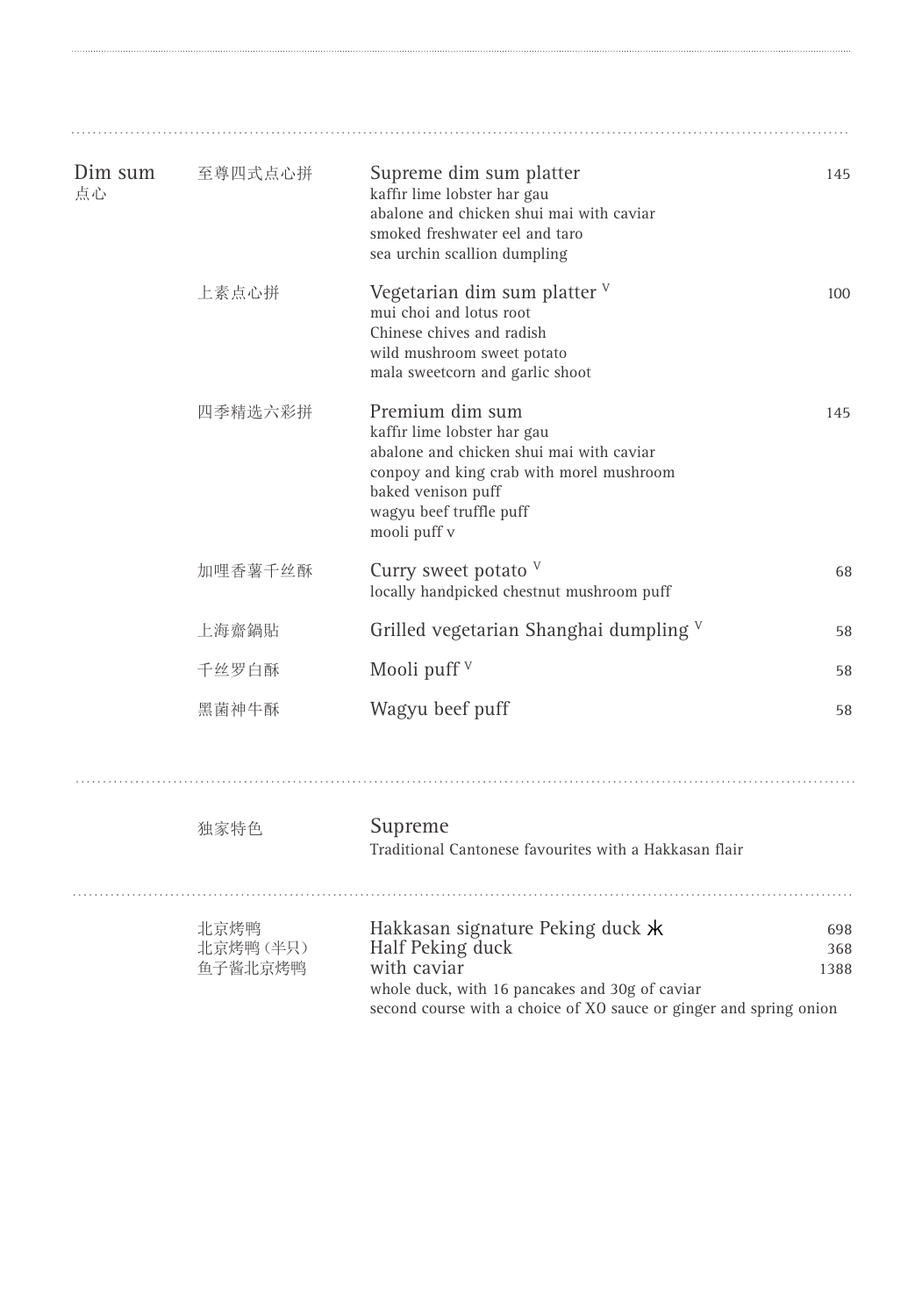## Dim sum
点心

| | | |
|---|---|---|
| 至尊四式点心拼 | **Supreme dim sum platter**<br>kaffir lime lobster har gau<br>abalone and chicken shui mai with caviar<br>smoked freshwater eel and taro<br>sea urchin scallion dumpling | 145 |
| 上素点心拼 | **Vegetarian dim sum platter** V<br>mui choi and lotus root<br>Chinese chives and radish<br>wild mushroom sweet potato<br>mala sweetcorn and garlic shoot | 100 |
| 四季精选六彩拼 | **Premium dim sum**<br>kaffir lime lobster har gau<br>abalone and chicken shui mai with caviar<br>conpoy and king crab with morel mushroom<br>baked venison puff<br>wagyu beef truffle puff<br>mooli puff v | 145 |
| 加哩香薯千丝酥 | **Curry sweet potato** V<br>locally handpicked chestnut mushroom puff | 68 |
| 上海齋鍋貼 | **Grilled vegetarian Shanghai dumpling** V | 58 |
| 千丝罗白酥 | **Mooli puff** V | 58 |
| 黑菌神牛酥 | **Wagyu beef puff** | 58 |

## 独家特色 Supreme

Traditional Cantonese favourites with a Hakkasan flair

| | | |
|---|---|---|
| 北京烤鸭 | **Hakkasan signature Peking duck** ⁕ | 698 |
| 北京烤鸭（半只） | **Half Peking duck** | 368 |
| 鱼子酱北京烤鸭 | **with caviar** | 1388 |

whole duck, with 16 pancakes and 30g of caviar
second course with a choice of XO sauce or ginger and spring onion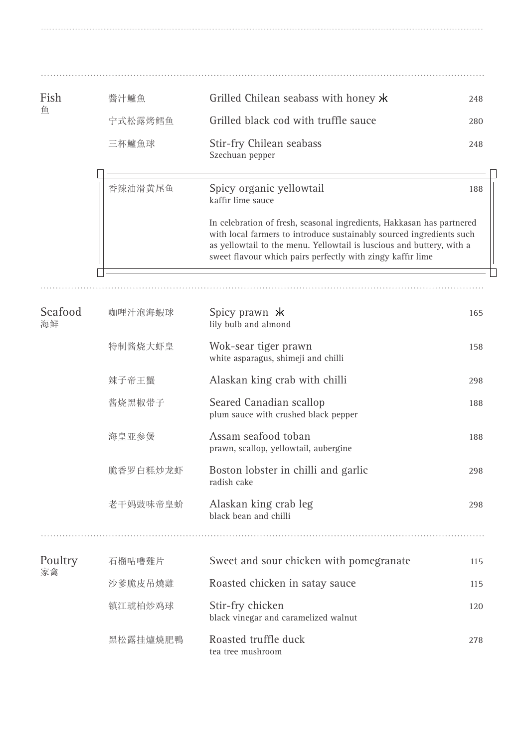## Fish 鱼

| | | |
|---|---|---|
| 醬汁鱸魚 | Grilled Chilean seabass with honey ж | 248 |
| 宁式松露烤鳕鱼 | Grilled black cod with truffle sauce | 280 |
| 三杯鱸魚球 | Stir-fry Chilean seabass<br>Szechuan pepper | 248 |
| 香辣油滑黄尾鱼 | Spicy organic yellowtail<br>kaffir lime sauce | 188 |

In celebration of fresh, seasonal ingredients, Hakkasan has partnered with local farmers to introduce sustainably sourced ingredients such as yellowtail to the menu. Yellowtail is luscious and buttery, with a sweet flavour which pairs perfectly with zingy kaffir lime

## Seafood 海鲜

| | | |
|---|---|---|
| 咖哩汁泡海蝦球 | Spicy prawn ж<br>lily bulb and almond | 165 |
| 特制酱烧大虾皇 | Wok-sear tiger prawn<br>white asparagus, shimeji and chilli | 158 |
| 辣子帝王蟹 | Alaskan king crab with chilli | 298 |
| 酱烧黑椒带子 | Seared Canadian scallop<br>plum sauce with crushed black pepper | 188 |
| 海皇亚参煲 | Assam seafood toban<br>prawn, scallop, yellowtail, aubergine | 188 |
| 脆香罗白糕炒龙虾 | Boston lobster in chilli and garlic<br>radish cake | 298 |
| 老干妈豉味帝皇蚧 | Alaskan king crab leg<br>black bean and chilli | 298 |

## Poultry 家禽

| | | |
|---|---|---|
| 石榴咕噜雞片 | Sweet and sour chicken with pomegranate | 115 |
| 沙爹脆皮吊燒雞 | Roasted chicken in satay sauce | 115 |
| 镇江琥柏炒鸡球 | Stir-fry chicken<br>black vinegar and caramelized walnut | 120 |
| 黑松露挂爐燒肥鴨 | Roasted truffle duck<br>tea tree mushroom | 278 |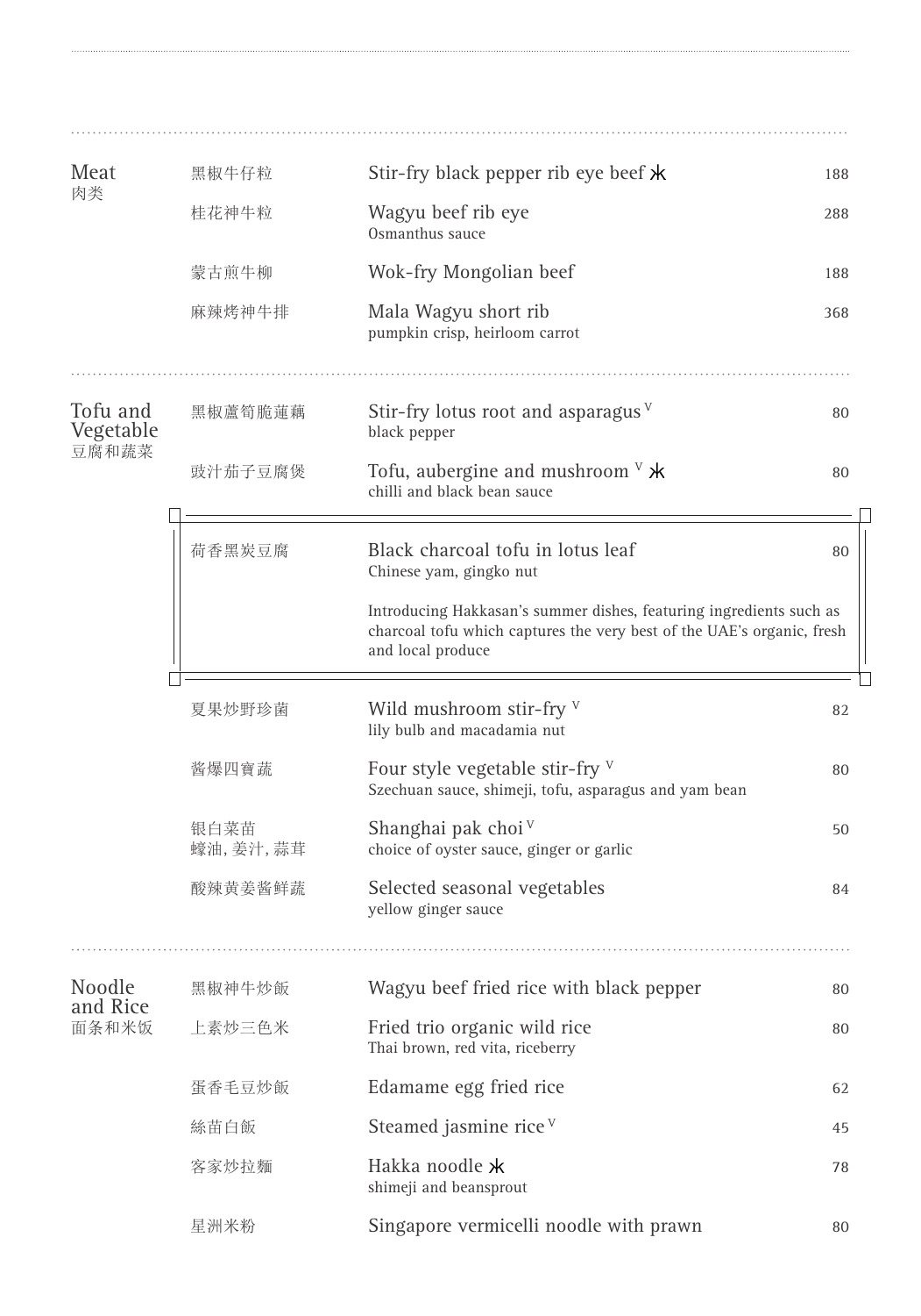## Meat 肉类

| Chinese | Dish | Price |
|---|---|---|
| 黑椒牛仔粒 | Stir-fry black pepper rib eye beef ж | 188 |
| 桂花神牛粒 | Wagyu beef rib eye<br>Osmanthus sauce | 288 |
| 蒙古煎牛柳 | Wok-fry Mongolian beef | 188 |
| 麻辣烤神牛排 | Mala Wagyu short rib<br>pumpkin crisp, heirloom carrot | 368 |

## Tofu and Vegetable 豆腐和蔬菜

| Chinese | Dish | Price |
|---|---|---|
| 黑椒蘆筍脆蓮藕 | Stir-fry lotus root and asparagus V<br>black pepper | 80 |
| 豉汁茄子豆腐煲 | Tofu, aubergine and mushroom V ж<br>chilli and black bean sauce | 80 |
| 荷香黑炭豆腐 | Black charcoal tofu in lotus leaf<br>Chinese yam, gingko nut<br><br>Introducing Hakkasan's summer dishes, featuring ingredients such as charcoal tofu which captures the very best of the UAE's organic, fresh and local produce | 80 |
| 夏果炒野珍菌 | Wild mushroom stir-fry V<br>lily bulb and macadamia nut | 82 |
| 醬爆四寶蔬 | Four style vegetable stir-fry V<br>Szechuan sauce, shimeji, tofu, asparagus and yam bean | 80 |
| 银白菜苗<br>蠔油, 姜汁, 蒜茸 | Shanghai pak choi V<br>choice of oyster sauce, ginger or garlic | 50 |
| 酸辣黄姜醬鲜蔬 | Selected seasonal vegetables<br>yellow ginger sauce | 84 |

## Noodle and Rice 面条和米饭

| Chinese | Dish | Price |
|---|---|---|
| 黑椒神牛炒飯 | Wagyu beef fried rice with black pepper | 80 |
| 上素炒三色米 | Fried trio organic wild rice<br>Thai brown, red vita, riceberry | 80 |
| 蛋香毛豆炒飯 | Edamame egg fried rice | 62 |
| 絲苗白飯 | Steamed jasmine rice V | 45 |
| 客家炒拉麵 | Hakka noodle ж<br>shimeji and beansprout | 78 |
| 星洲米粉 | Singapore vermicelli noodle with prawn | 80 |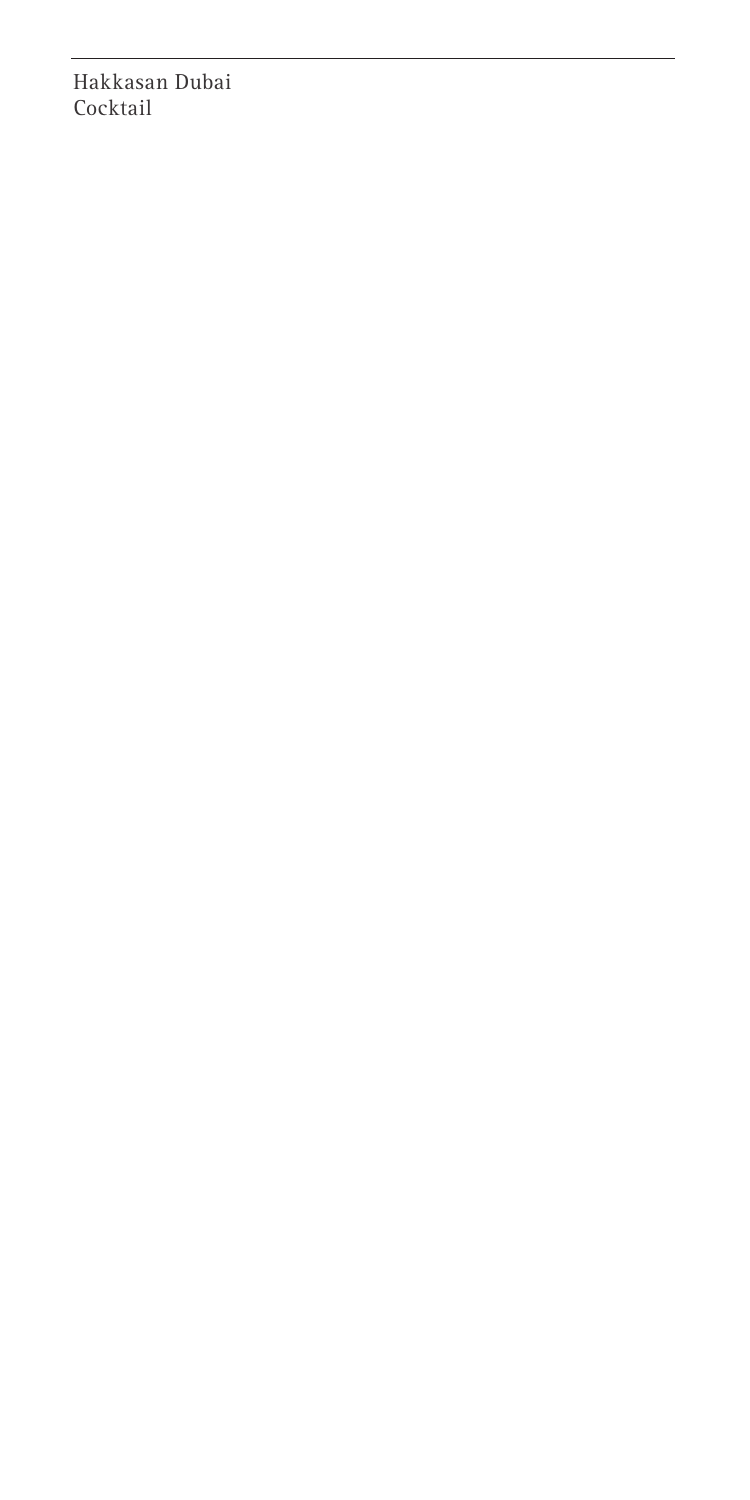Hakkasan Dubai
Cocktail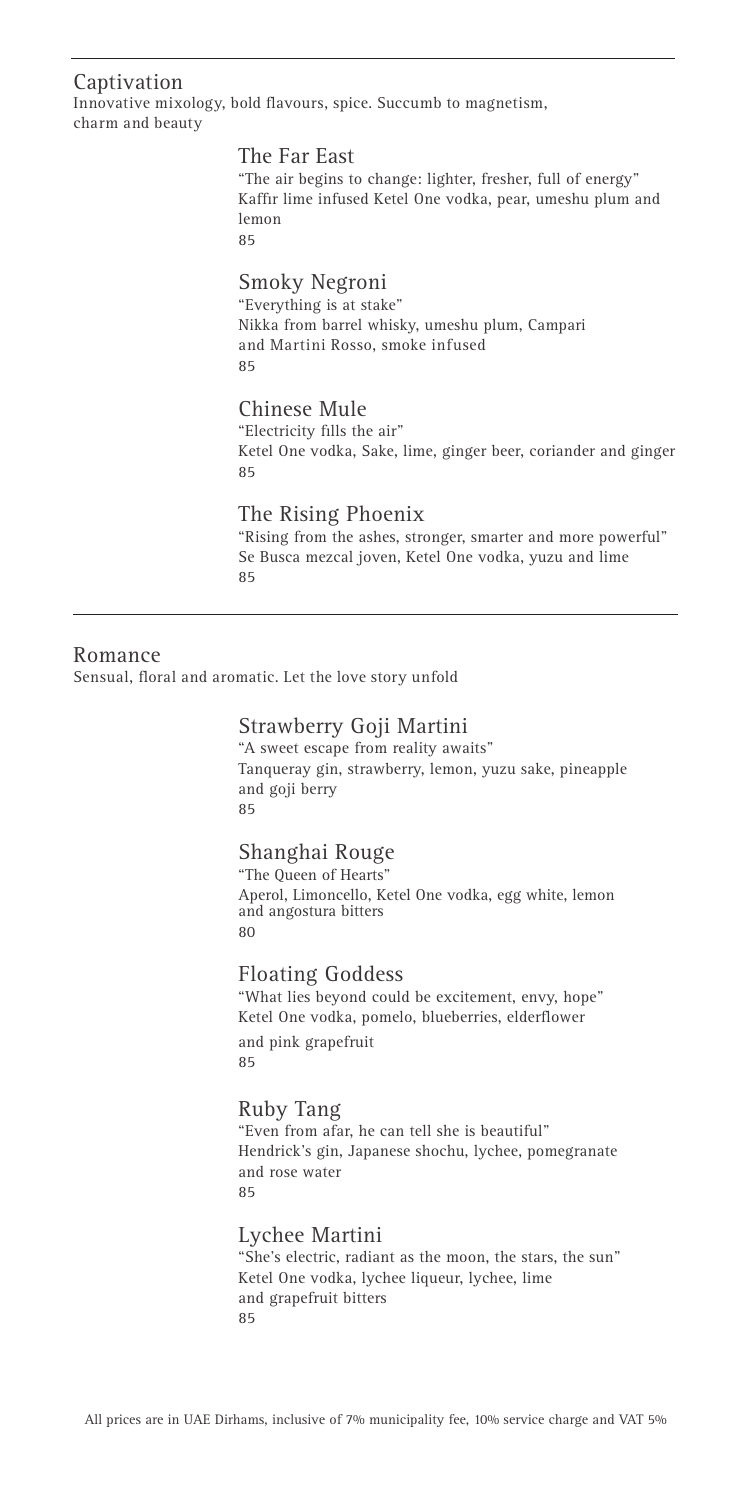## Captivation

Innovative mixology, bold flavours, spice. Succumb to magnetism, charm and beauty

### The Far East

"The air begins to change: lighter, fresher, full of energy"
Kaffir lime infused Ketel One vodka, pear, umeshu plum and lemon
85

### Smoky Negroni

"Everything is at stake"
Nikka from barrel whisky, umeshu plum, Campari and Martini Rosso, smoke infused
85

### Chinese Mule

"Electricity fills the air"
Ketel One vodka, Sake, lime, ginger beer, coriander and ginger
85

### The Rising Phoenix

"Rising from the ashes, stronger, smarter and more powerful"
Se Busca mezcal joven, Ketel One vodka, yuzu and lime
85

## Romance

Sensual, floral and aromatic. Let the love story unfold

### Strawberry Goji Martini

"A sweet escape from reality awaits"
Tanqueray gin, strawberry, lemon, yuzu sake, pineapple and goji berry
85

### Shanghai Rouge

"The Queen of Hearts"
Aperol, Limoncello, Ketel One vodka, egg white, lemon and angostura bitters
80

### Floating Goddess

"What lies beyond could be excitement, envy, hope"
Ketel One vodka, pomelo, blueberries, elderflower and pink grapefruit
85

### Ruby Tang

"Even from afar, he can tell she is beautiful"
Hendrick's gin, Japanese shochu, lychee, pomegranate and rose water
85

### Lychee Martini

"She's electric, radiant as the moon, the stars, the sun"
Ketel One vodka, lychee liqueur, lychee, lime and grapefruit bitters
85

All prices are in UAE Dirhams, inclusive of 7% municipality fee, 10% service charge and VAT 5%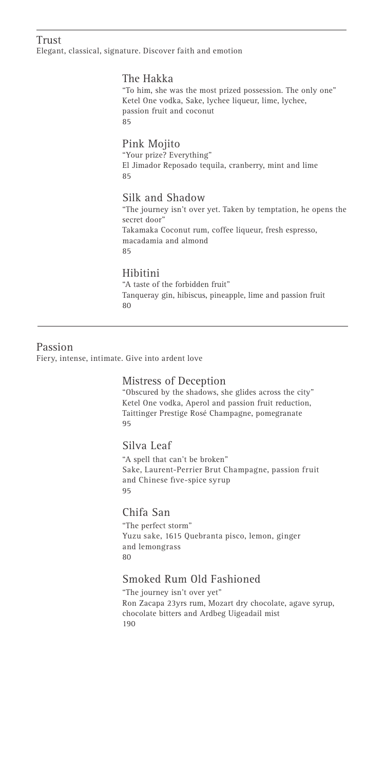## Trust

Elegant, classical, signature. Discover faith and emotion

### The Hakka

"To him, she was the most prized possession. The only one"
Ketel One vodka, Sake, lychee liqueur, lime, lychee, passion fruit and coconut
85

### Pink Mojito

"Your prize? Everything"
El Jimador Reposado tequila, cranberry, mint and lime
85

### Silk and Shadow

"The journey isn't over yet. Taken by temptation, he opens the secret door"
Takamaka Coconut rum, coffee liqueur, fresh espresso, macadamia and almond
85

### Hibitini

"A taste of the forbidden fruit"
Tanqueray gin, hibiscus, pineapple, lime and passion fruit
80

---

## Passion

Fiery, intense, intimate. Give into ardent love

### Mistress of Deception

"Obscured by the shadows, she glides across the city"
Ketel One vodka, Aperol and passion fruit reduction, Taittinger Prestige Rosé Champagne, pomegranate
95

### Silva Leaf

"A spell that can't be broken"
Sake, Laurent-Perrier Brut Champagne, passion fruit and Chinese five-spice syrup
95

### Chifa San

"The perfect storm"
Yuzu sake, 1615 Quebranta pisco, lemon, ginger and lemongrass
80

### Smoked Rum Old Fashioned

"The journey isn't over yet"
Ron Zacapa 23yrs rum, Mozart dry chocolate, agave syrup, chocolate bitters and Ardbeg Uigeadail mist
190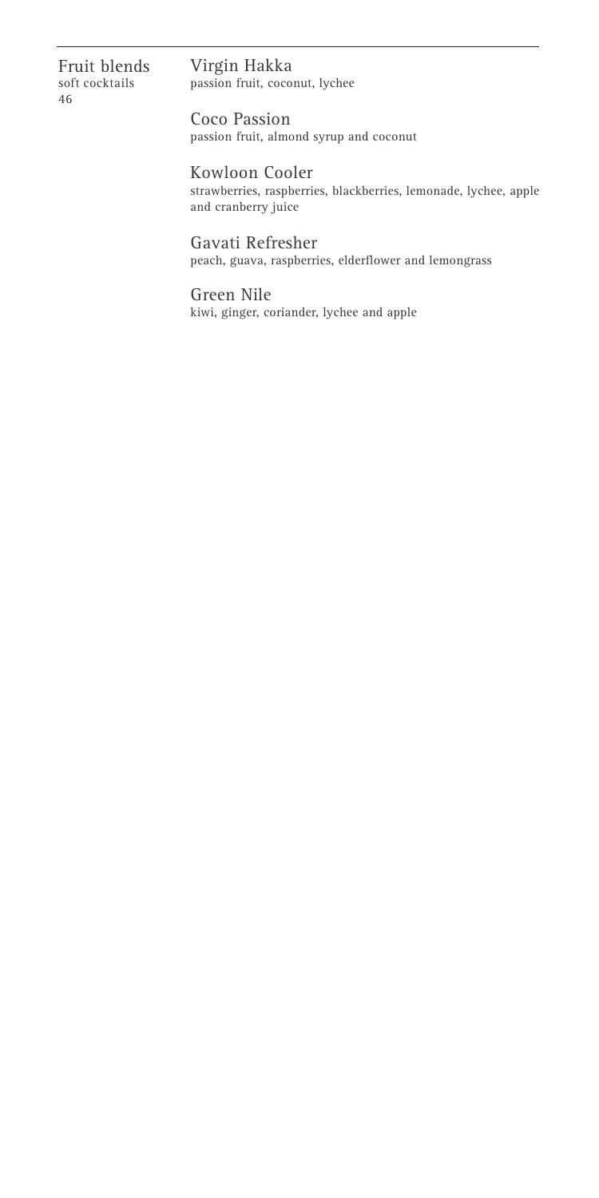## Fruit blends

soft cocktails

46

**Virgin Hakka**
passion fruit, coconut, lychee

**Coco Passion**
passion fruit, almond syrup and coconut

**Kowloon Cooler**
strawberries, raspberries, blackberries, lemonade, lychee, apple and cranberry juice

**Gavati Refresher**
peach, guava, raspberries, elderflower and lemongrass

**Green Nile**
kiwi, ginger, coriander, lychee and apple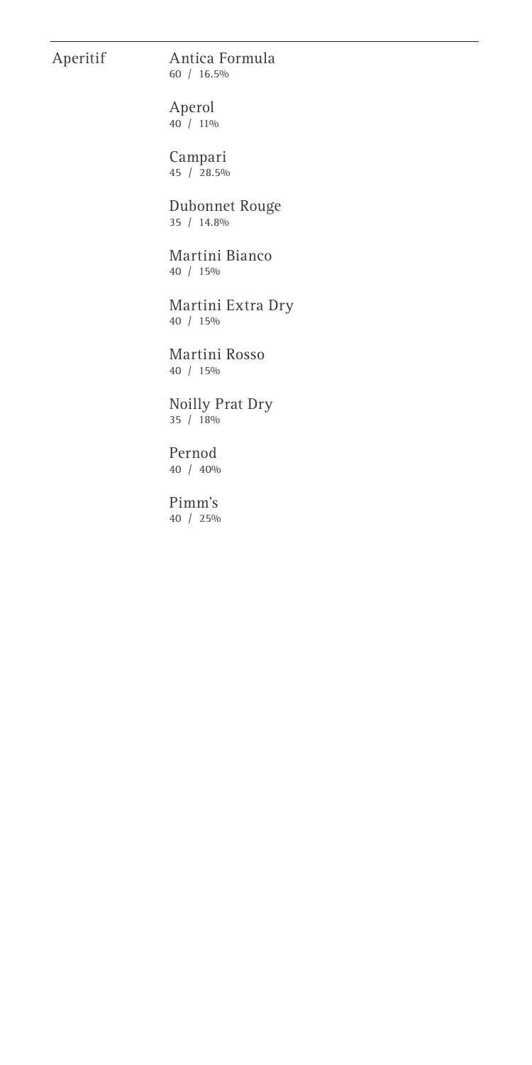## Aperitif

Antica Formula
60 / 16.5%

Aperol
40 / 11%

Campari
45 / 28.5%

Dubonnet Rouge
35 / 14.8%

Martini Bianco
40 / 15%

Martini Extra Dry
40 / 15%

Martini Rosso
40 / 15%

Noilly Prat Dry
35 / 18%

Pernod
40 / 40%

Pimm's
40 / 25%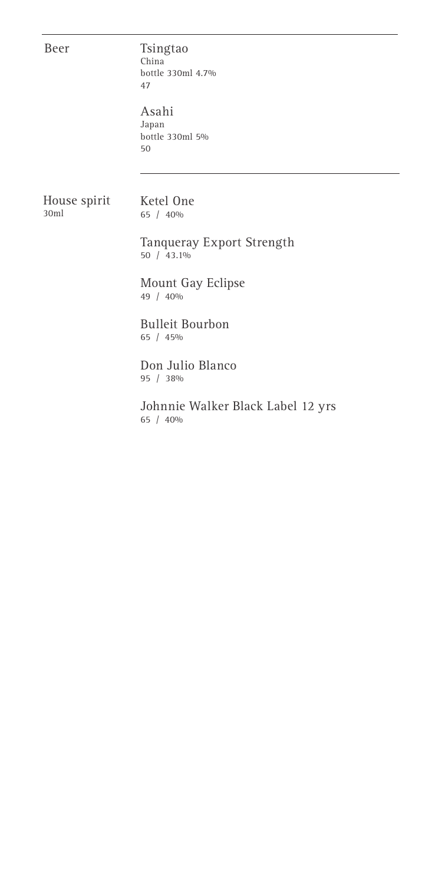## Beer

**Tsingtao**
China
bottle 330ml 4.7%
47

**Asahi**
Japan
bottle 330ml 5%
50

---

## House spirit
30ml

**Ketel One**
65 / 40%

**Tanqueray Export Strength**
50 / 43.1%

**Mount Gay Eclipse**
49 / 40%

**Bulleit Bourbon**
65 / 45%

**Don Julio Blanco**
95 / 38%

**Johnnie Walker Black Label 12 yrs**
65 / 40%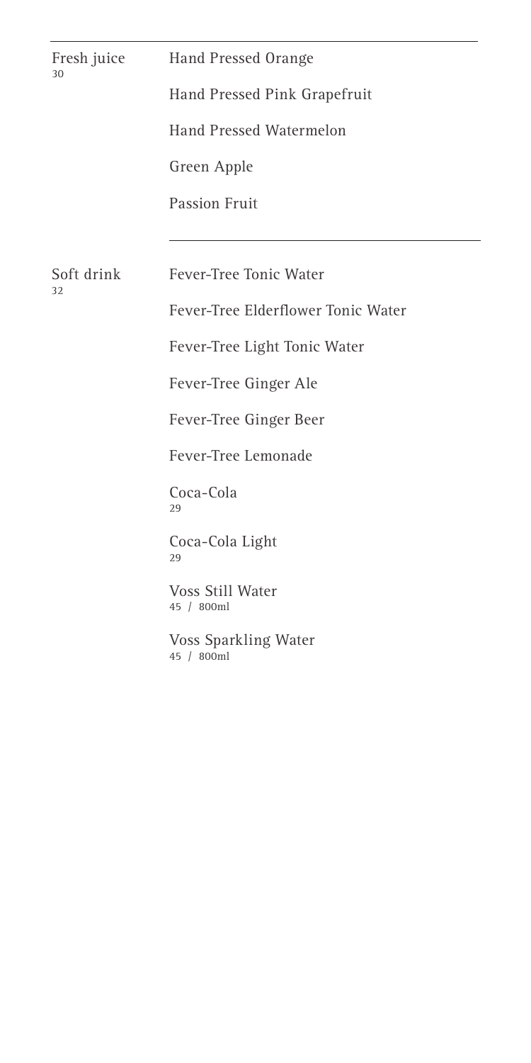## Fresh juice
30

Hand Pressed Orange

Hand Pressed Pink Grapefruit

Hand Pressed Watermelon

Green Apple

Passion Fruit

---

## Soft drink
32

Fever-Tree Tonic Water

Fever-Tree Elderflower Tonic Water

Fever-Tree Light Tonic Water

Fever-Tree Ginger Ale

Fever-Tree Ginger Beer

Fever-Tree Lemonade

Coca-Cola
29

Coca-Cola Light
29

Voss Still Water
45 / 800ml

Voss Sparkling Water
45 / 800ml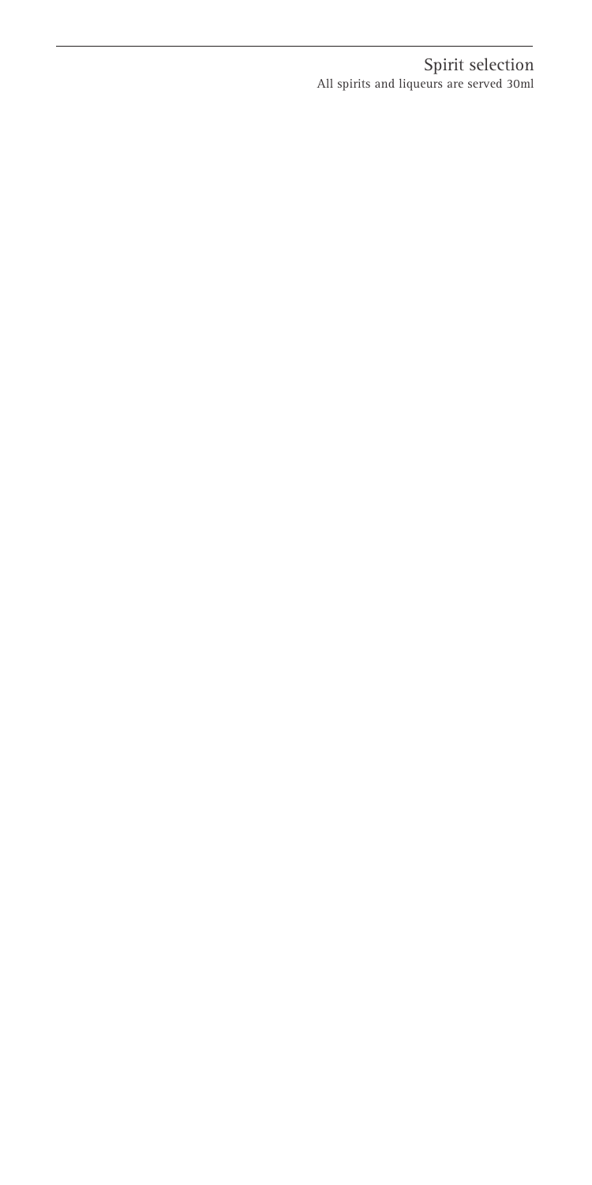## Spirit selection

All spirits and liqueurs are served 30ml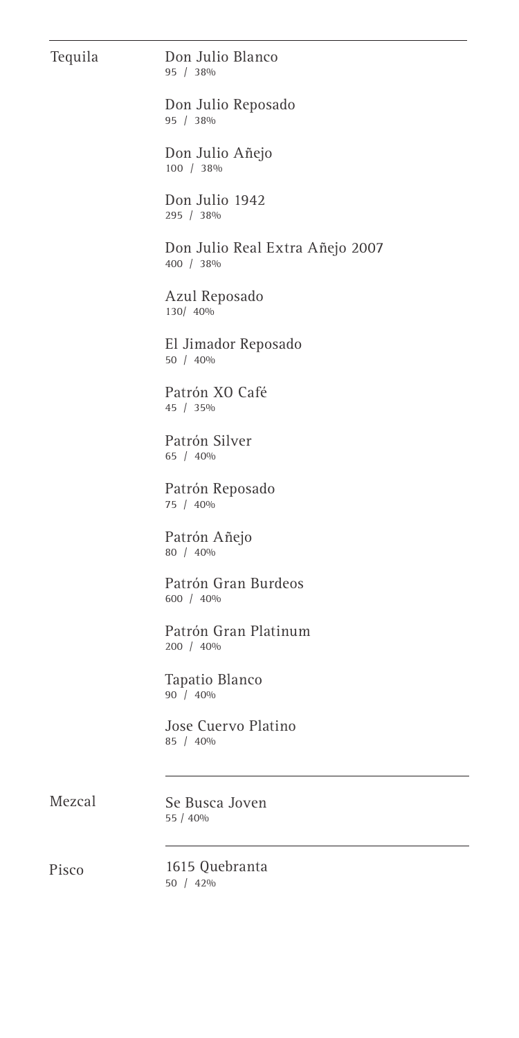## Tequila

Don Julio Blanco
95 / 38%

Don Julio Reposado
95 / 38%

Don Julio Añejo
100 / 38%

Don Julio 1942
295 / 38%

Don Julio Real Extra Añejo 2007
400 / 38%

Azul Reposado
130/ 40%

El Jimador Reposado
50 / 40%

Patrón XO Café
45 / 35%

Patrón Silver
65 / 40%

Patrón Reposado
75 / 40%

Patrón Añejo
80 / 40%

Patrón Gran Burdeos
600 / 40%

Patrón Gran Platinum
200 / 40%

Tapatio Blanco
90 / 40%

Jose Cuervo Platino
85 / 40%

## Mezcal

Se Busca Joven
55 / 40%

## Pisco

1615 Quebranta
50 / 42%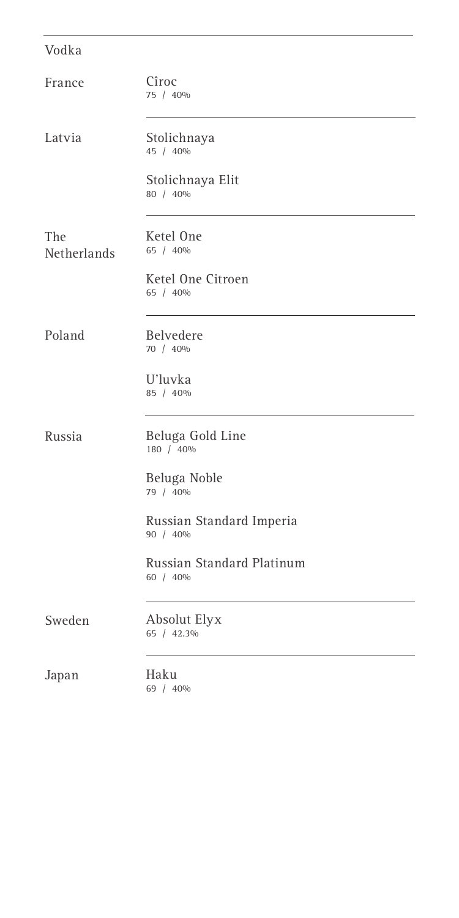## Vodka

| Country | Vodka |
| --- | --- |
| France | Cîroc<br>75 / 40% |
| Latvia | Stolichnaya<br>45 / 40% |
| | Stolichnaya Elit<br>80 / 40% |
| The Netherlands | Ketel One<br>65 / 40% |
| | Ketel One Citroen<br>65 / 40% |
| Poland | Belvedere<br>70 / 40% |
| | U'luvka<br>85 / 40% |
| Russia | Beluga Gold Line<br>180 / 40% |
| | Beluga Noble<br>79 / 40% |
| | Russian Standard Imperia<br>90 / 40% |
| | Russian Standard Platinum<br>60 / 40% |
| Sweden | Absolut Elyx<br>65 / 42.3% |
| Japan | Haku<br>69 / 40% |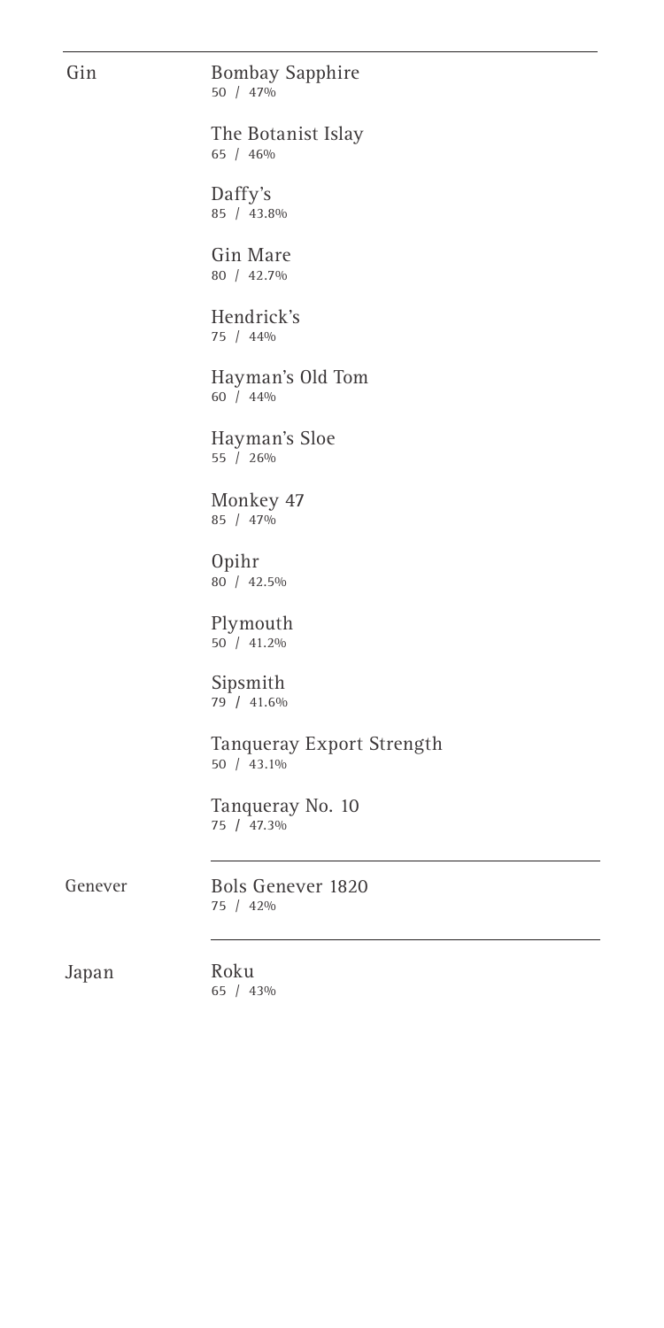## Gin

Bombay Sapphire
50 / 47%

The Botanist Islay
65 / 46%

Daffy's
85 / 43.8%

Gin Mare
80 / 42.7%

Hendrick's
75 / 44%

Hayman's Old Tom
60 / 44%

Hayman's Sloe
55 / 26%

Monkey 47
85 / 47%

Opihr
80 / 42.5%

Plymouth
50 / 41.2%

Sipsmith
79 / 41.6%

Tanqueray Export Strength
50 / 43.1%

Tanqueray No. 10
75 / 47.3%

## Genever

Bols Genever 1820
75 / 42%

## Japan

Roku
65 / 43%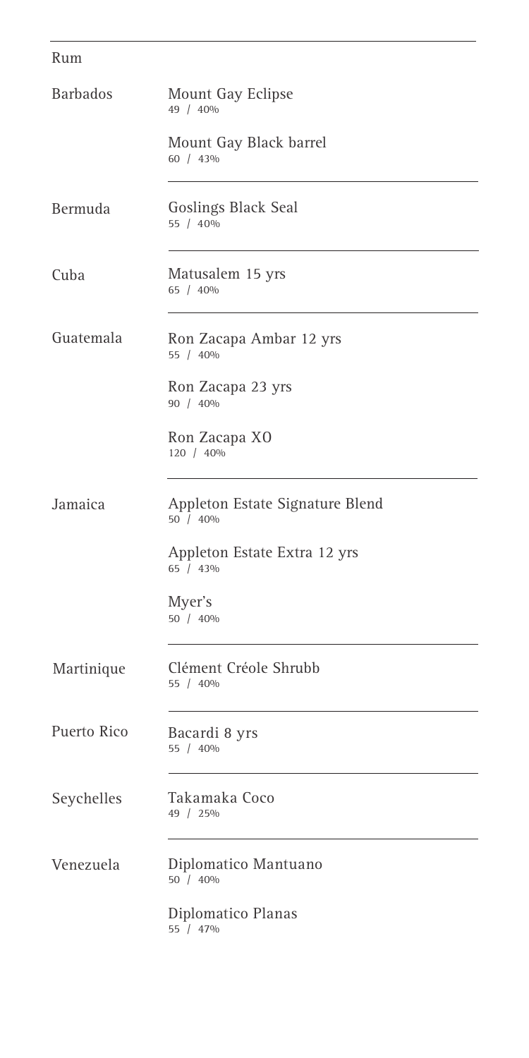## Rum

| Origin | Rum | Price / ABV |
|---|---|---|
| Barbados | Mount Gay Eclipse | 49 / 40% |
| | Mount Gay Black barrel | 60 / 43% |
| Bermuda | Goslings Black Seal | 55 / 40% |
| Cuba | Matusalem 15 yrs | 65 / 40% |
| Guatemala | Ron Zacapa Ambar 12 yrs | 55 / 40% |
| | Ron Zacapa 23 yrs | 90 / 40% |
| | Ron Zacapa XO | 120 / 40% |
| Jamaica | Appleton Estate Signature Blend | 50 / 40% |
| | Appleton Estate Extra 12 yrs | 65 / 43% |
| | Myer's | 50 / 40% |
| Martinique | Clément Créole Shrubb | 55 / 40% |
| Puerto Rico | Bacardi 8 yrs | 55 / 40% |
| Seychelles | Takamaka Coco | 49 / 25% |
| Venezuela | Diplomatico Mantuano | 50 / 40% |
| | Diplomatico Planas | 55 / 47% |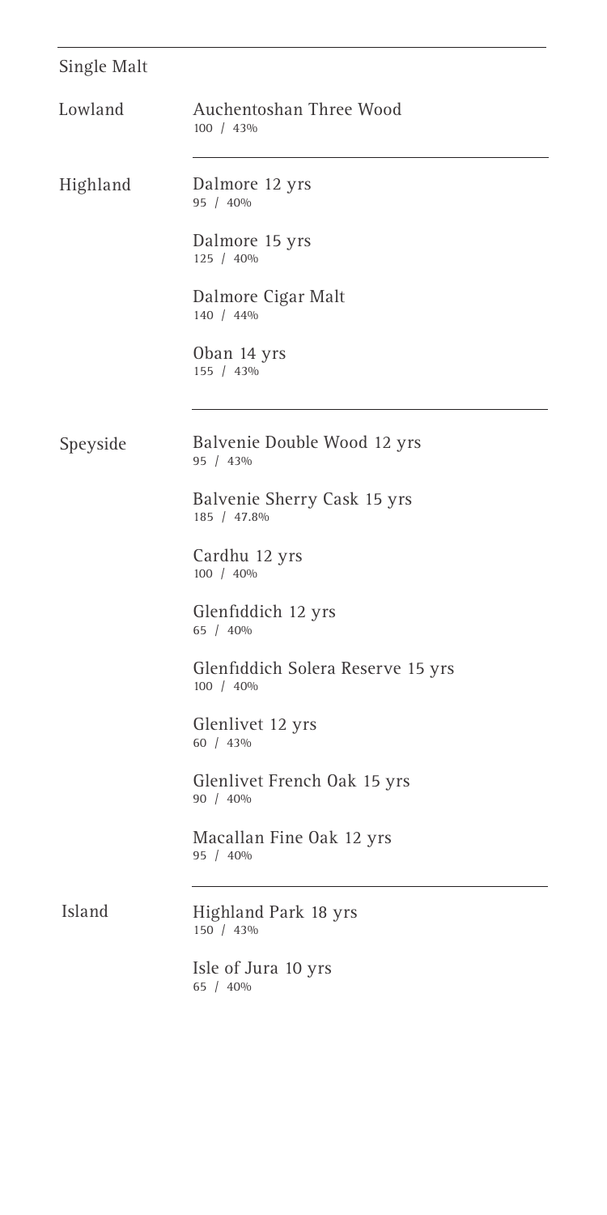## Single Malt

### Lowland

Auchentoshan Three Wood
100 / 43%

### Highland

Dalmore 12 yrs
95 / 40%

Dalmore 15 yrs
125 / 40%

Dalmore Cigar Malt
140 / 44%

Oban 14 yrs
155 / 43%

### Speyside

Balvenie Double Wood 12 yrs
95 / 43%

Balvenie Sherry Cask 15 yrs
185 / 47.8%

Cardhu 12 yrs
100 / 40%

Glenfiddich 12 yrs
65 / 40%

Glenfiddich Solera Reserve 15 yrs
100 / 40%

Glenlivet 12 yrs
60 / 43%

Glenlivet French Oak 15 yrs
90 / 40%

Macallan Fine Oak 12 yrs
95 / 40%

### Island

Highland Park 18 yrs
150 / 43%

Isle of Jura 10 yrs
65 / 40%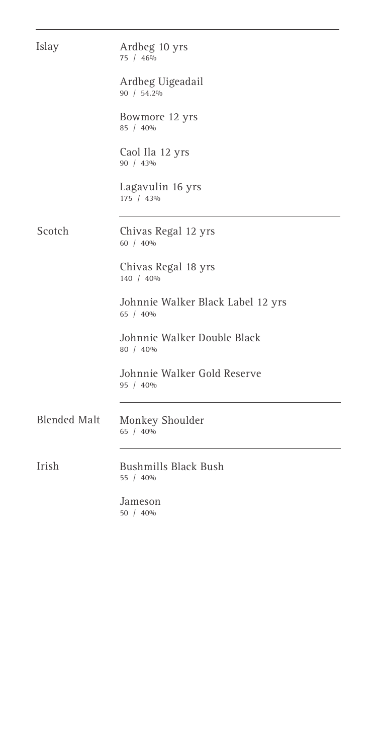| | |
|---|---|
| Islay | Ardbeg 10 yrs<br>75 / 46% |
| | Ardbeg Uigeadail<br>90 / 54.2% |
| | Bowmore 12 yrs<br>85 / 40% |
| | Caol Ila 12 yrs<br>90 / 43% |
| | Lagavulin 16 yrs<br>175 / 43% |
| Scotch | Chivas Regal 12 yrs<br>60 / 40% |
| | Chivas Regal 18 yrs<br>140 / 40% |
| | Johnnie Walker Black Label 12 yrs<br>65 / 40% |
| | Johnnie Walker Double Black<br>80 / 40% |
| | Johnnie Walker Gold Reserve<br>95 / 40% |
| Blended Malt | Monkey Shoulder<br>65 / 40% |
| Irish | Bushmills Black Bush<br>55 / 40% |
| | Jameson<br>50 / 40% |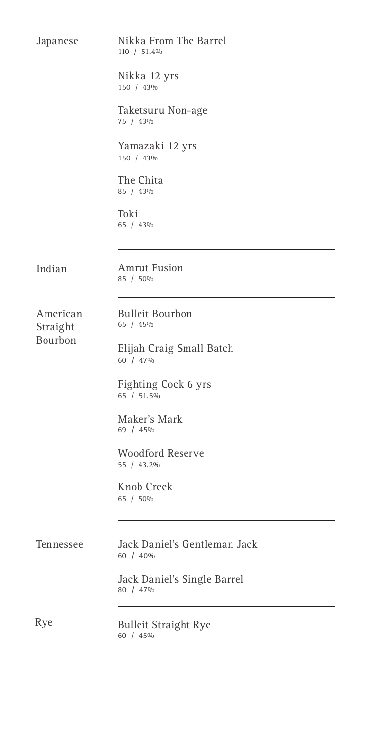## Japanese

Nikka From The Barrel
110 / 51.4%

Nikka 12 yrs
150 / 43%

Taketsuru Non-age
75 / 43%

Yamazaki 12 yrs
150 / 43%

The Chita
85 / 43%

Toki
65 / 43%

---

## Indian

Amrut Fusion
85 / 50%

---

## American Straight Bourbon

Bulleit Bourbon
65 / 45%

Elijah Craig Small Batch
60 / 47%

Fighting Cock 6 yrs
65 / 51.5%

Maker's Mark
69 / 45%

Woodford Reserve
55 / 43.2%

Knob Creek
65 / 50%

---

## Tennessee

Jack Daniel's Gentleman Jack
60 / 40%

Jack Daniel's Single Barrel
80 / 47%

---

## Rye

Bulleit Straight Rye
60 / 45%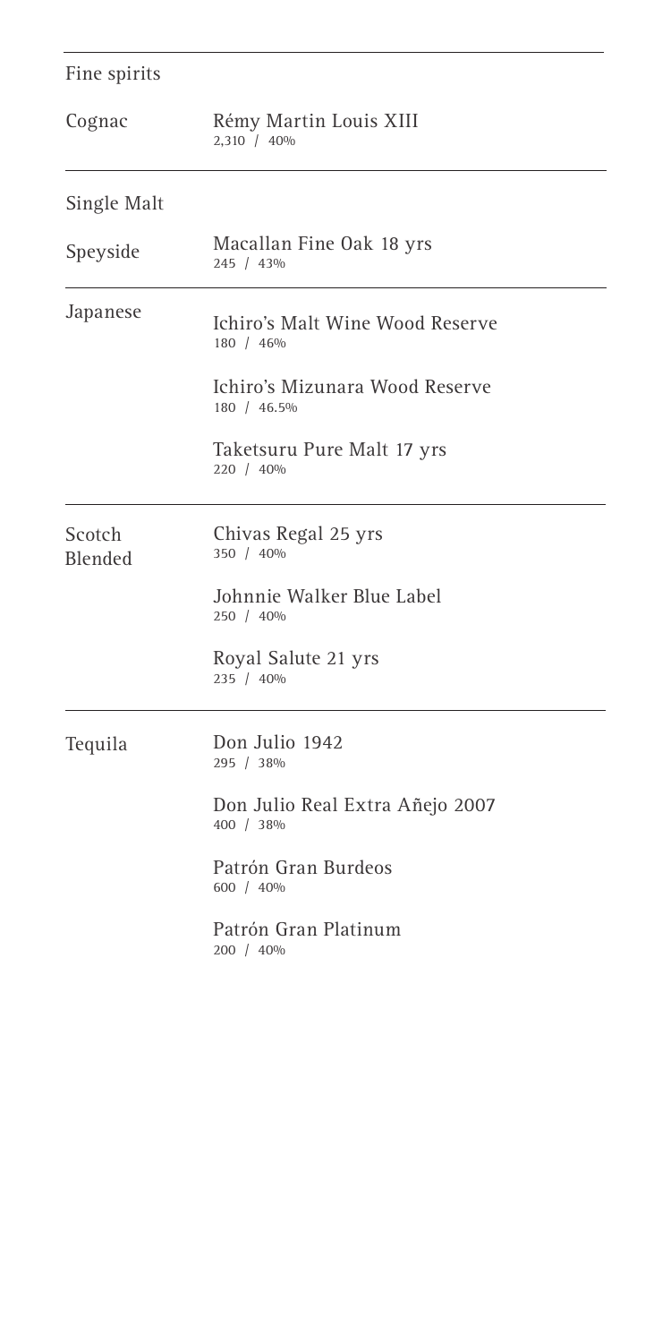## Fine spirits

| | |
|---|---|
| Cognac | Rémy Martin Louis XIII<br>2,310 / 40% |

### Single Malt

| | |
|---|---|
| Speyside | Macallan Fine Oak 18 yrs<br>245 / 43% |
| Japanese | Ichiro's Malt Wine Wood Reserve<br>180 / 46% |
| | Ichiro's Mizunara Wood Reserve<br>180 / 46.5% |
| | Taketsuru Pure Malt 17 yrs<br>220 / 40% |
| Scotch Blended | Chivas Regal 25 yrs<br>350 / 40% |
| | Johnnie Walker Blue Label<br>250 / 40% |
| | Royal Salute 21 yrs<br>235 / 40% |
| Tequila | Don Julio 1942<br>295 / 38% |
| | Don Julio Real Extra Añejo 2007<br>400 / 38% |
| | Patrón Gran Burdeos<br>600 / 40% |
| | Patrón Gran Platinum<br>200 / 40% |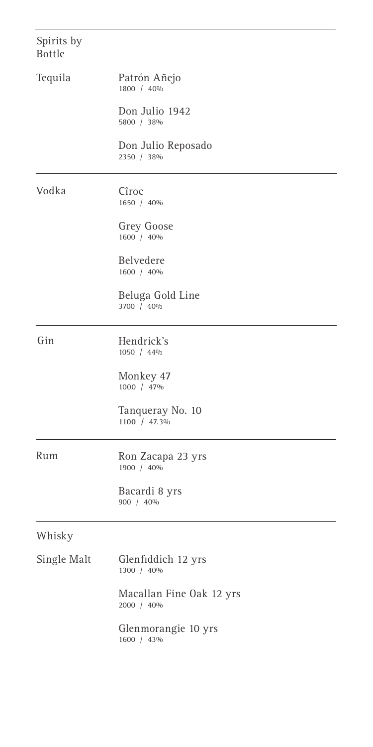## Spirits by Bottle

### Tequila

Patrón Añejo
1800 / 40%

Don Julio 1942
5800 / 38%

Don Julio Reposado
2350 / 38%

### Vodka

Cîroc
1650 / 40%

Grey Goose
1600 / 40%

Belvedere
1600 / 40%

Beluga Gold Line
3700 / 40%

### Gin

Hendrick's
1050 / 44%

Monkey 47
1000 / 47%

Tanqueray No. 10
1100 / 47.3%

### Rum

Ron Zacapa 23 yrs
1900 / 40%

Bacardi 8 yrs
900 / 40%

## Whisky

### Single Malt

Glenfiddich 12 yrs
1300 / 40%

Macallan Fine Oak 12 yrs
2000 / 40%

Glenmorangie 10 yrs
1600 / 43%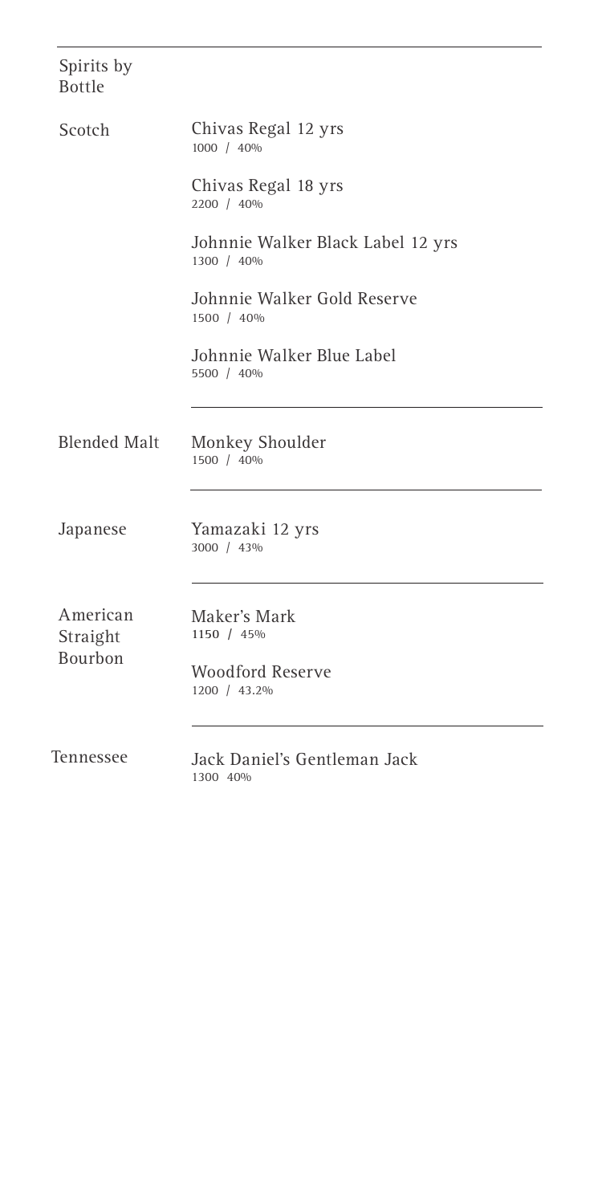## Spirits by Bottle

### Scotch

Chivas Regal 12 yrs
1000 / 40%

Chivas Regal 18 yrs
2200 / 40%

Johnnie Walker Black Label 12 yrs
1300 / 40%

Johnnie Walker Gold Reserve
1500 / 40%

Johnnie Walker Blue Label
5500 / 40%

### Blended Malt

Monkey Shoulder
1500 / 40%

### Japanese

Yamazaki 12 yrs
3000 / 43%

### American Straight Bourbon

Maker's Mark
1150 / 45%

Woodford Reserve
1200 / 43.2%

### Tennessee

Jack Daniel's Gentleman Jack
1300 40%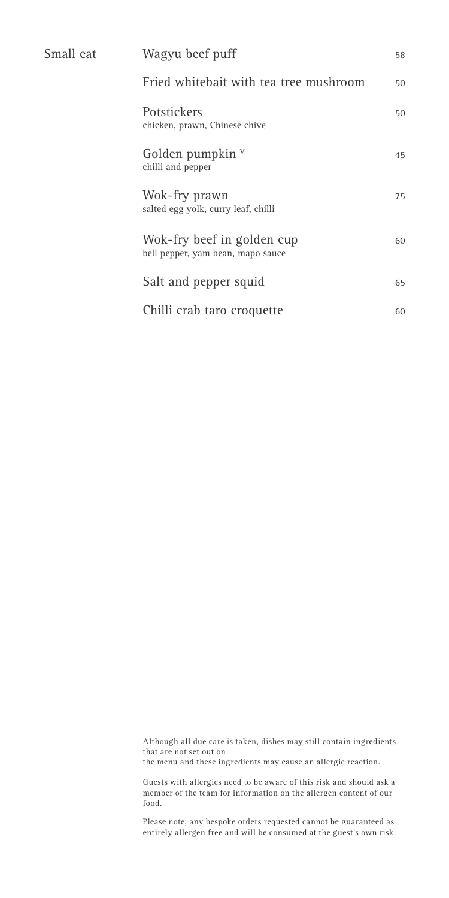## Small eat

| Item | Price |
|---|---|
| Wagyu beef puff | 58 |
| Fried whitebait with tea tree mushroom | 50 |
| Potstickers<br>chicken, prawn, Chinese chive | 50 |
| Golden pumpkin V<br>chilli and pepper | 45 |
| Wok-fry prawn<br>salted egg yolk, curry leaf, chilli | 75 |
| Wok-fry beef in golden cup<br>bell pepper, yam bean, mapo sauce | 60 |
| Salt and pepper squid | 65 |
| Chilli crab taro croquette | 60 |

Although all due care is taken, dishes may still contain ingredients that are not set out on
the menu and these ingredients may cause an allergic reaction.

Guests with allergies need to be aware of this risk and should ask a member of the team for information on the allergen content of our food.

Please note, any bespoke orders requested cannot be guaranteed as entirely allergen free and will be consumed at the guest's own risk.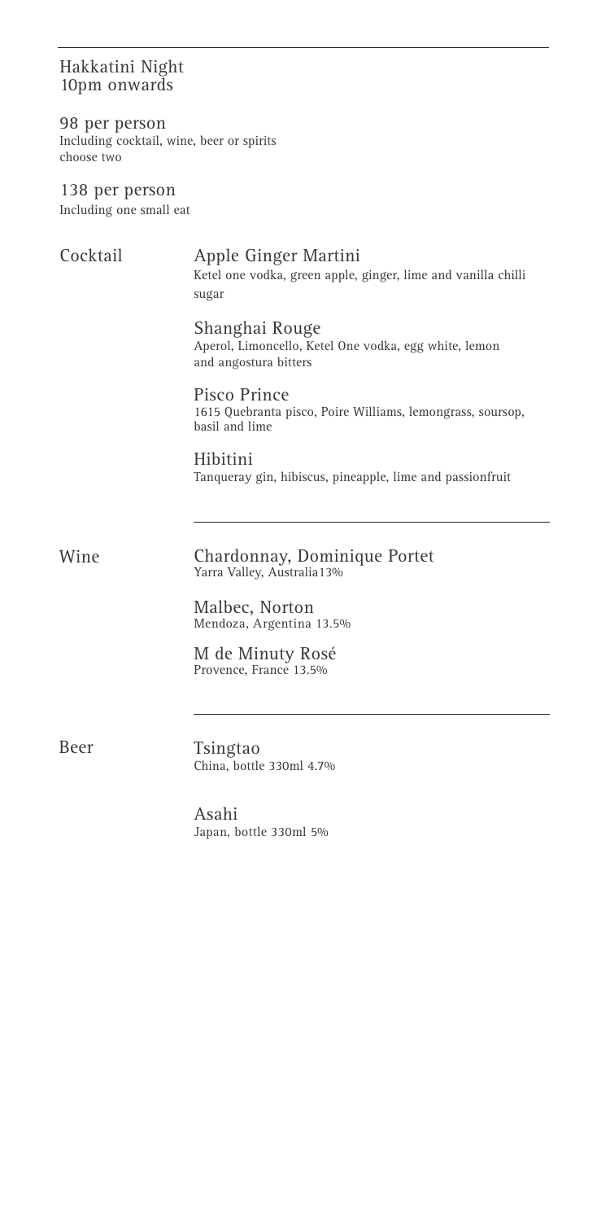## Hakkatini Night
10pm onwards

98 per person
Including cocktail, wine, beer or spirits
choose two

138 per person
Including one small eat

### Cocktail

**Apple Ginger Martini**
Ketel one vodka, green apple, ginger, lime and vanilla chilli sugar

**Shanghai Rouge**
Aperol, Limoncello, Ketel One vodka, egg white, lemon and angostura bitters

**Pisco Prince**
1615 Quebranta pisco, Poire Williams, lemongrass, soursop, basil and lime

**Hibitini**
Tanqueray gin, hibiscus, pineapple, lime and passionfruit

### Wine

**Chardonnay, Dominique Portet**
Yarra Valley, Australia13%

**Malbec, Norton**
Mendoza, Argentina 13.5%

**M de Minuty Rosé**
Provence, France 13.5%

### Beer

**Tsingtao**
China, bottle 330ml 4.7%

**Asahi**
Japan, bottle 330ml 5%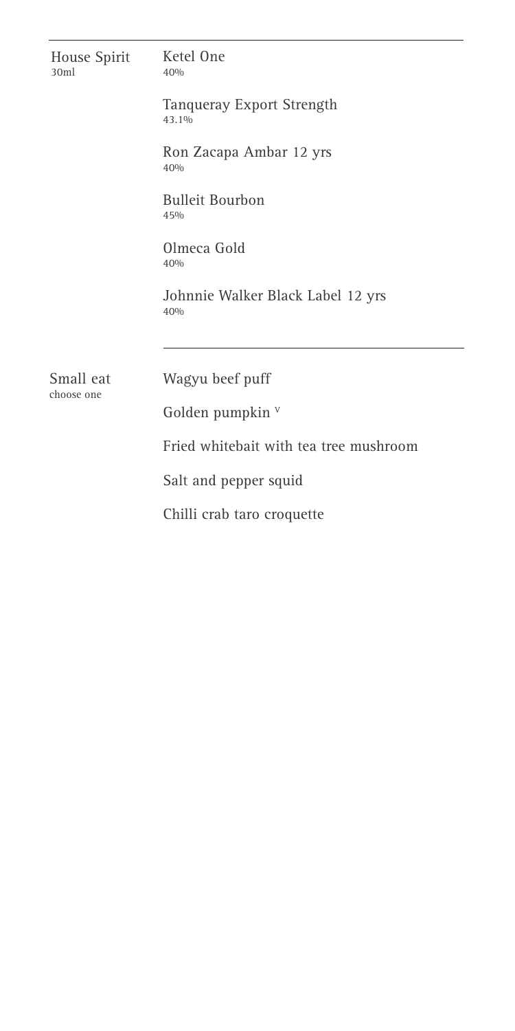**House Spirit**
30ml

Ketel One
40%

Tanqueray Export Strength
43.1%

Ron Zacapa Ambar 12 yrs
40%

Bulleit Bourbon
45%

Olmeca Gold
40%

Johnnie Walker Black Label 12 yrs
40%

---

**Small eat**
choose one

Wagyu beef puff

Golden pumpkin [V]

Fried whitebait with tea tree mushroom

Salt and pepper squid

Chilli crab taro croquette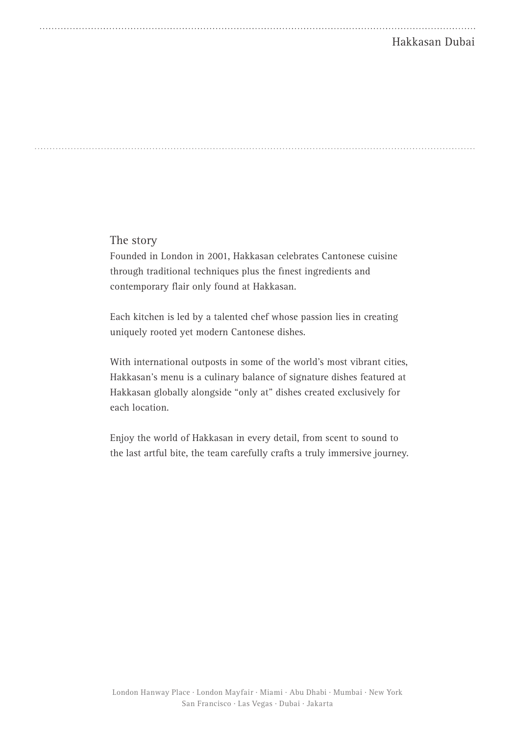## The story

Founded in London in 2001, Hakkasan celebrates Cantonese cuisine through traditional techniques plus the finest ingredients and contemporary flair only found at Hakkasan.

Each kitchen is led by a talented chef whose passion lies in creating uniquely rooted yet modern Cantonese dishes.

With international outposts in some of the world's most vibrant cities, Hakkasan's menu is a culinary balance of signature dishes featured at Hakkasan globally alongside "only at" dishes created exclusively for each location.

Enjoy the world of Hakkasan in every detail, from scent to sound to the last artful bite, the team carefully crafts a truly immersive journey.

London Hanway Place · London Mayfair · Miami · Abu Dhabi · Mumbai · New York
San Francisco · Las Vegas · Dubai · Jakarta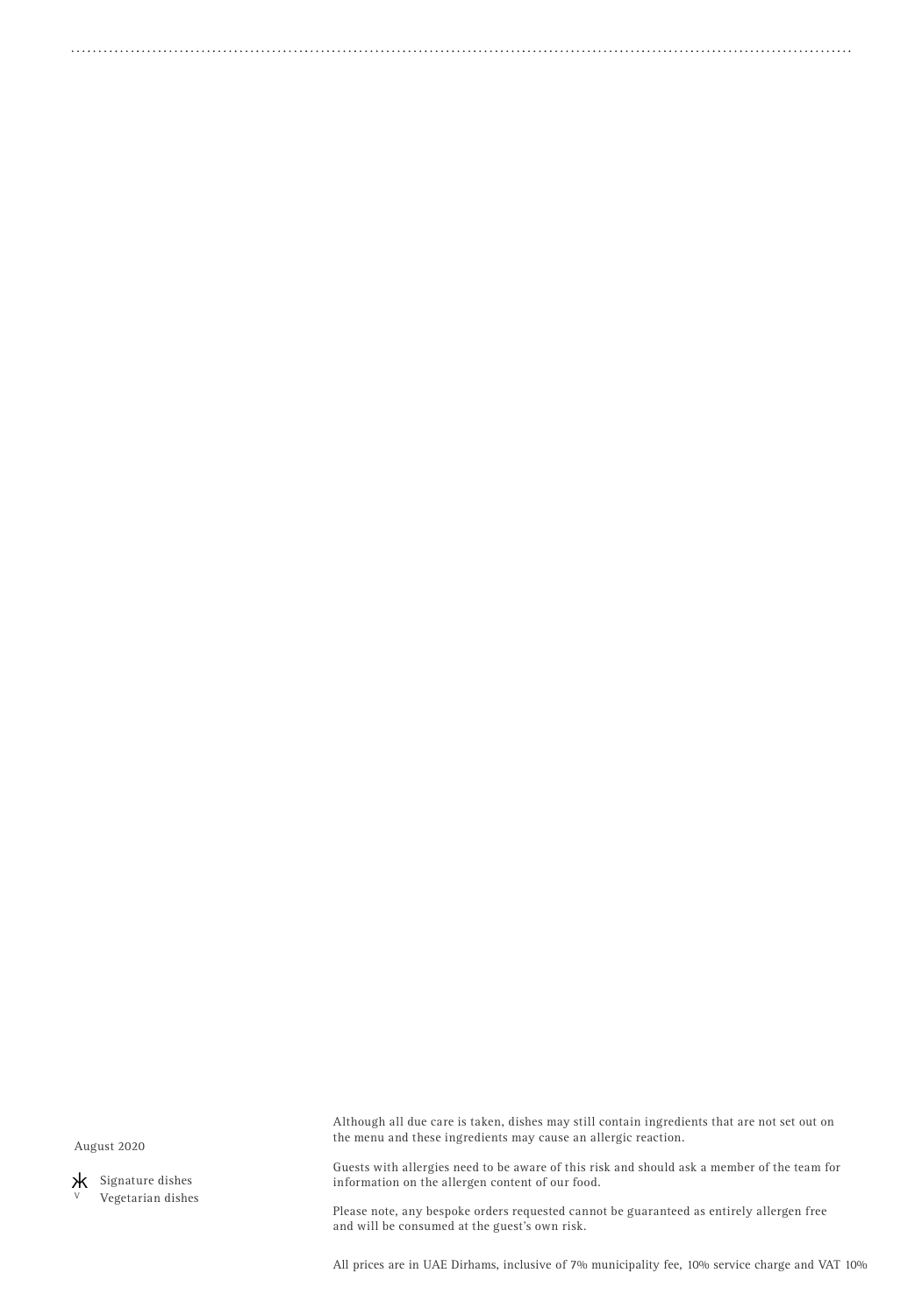August 2020

ж Signature dishes
V Vegetarian dishes

Although all due care is taken, dishes may still contain ingredients that are not set out on the menu and these ingredients may cause an allergic reaction.

Guests with allergies need to be aware of this risk and should ask a member of the team for information on the allergen content of our food.

Please note, any bespoke orders requested cannot be guaranteed as entirely allergen free and will be consumed at the guest's own risk.

All prices are in UAE Dirhams, inclusive of 7% municipality fee, 10% service charge and VAT 10%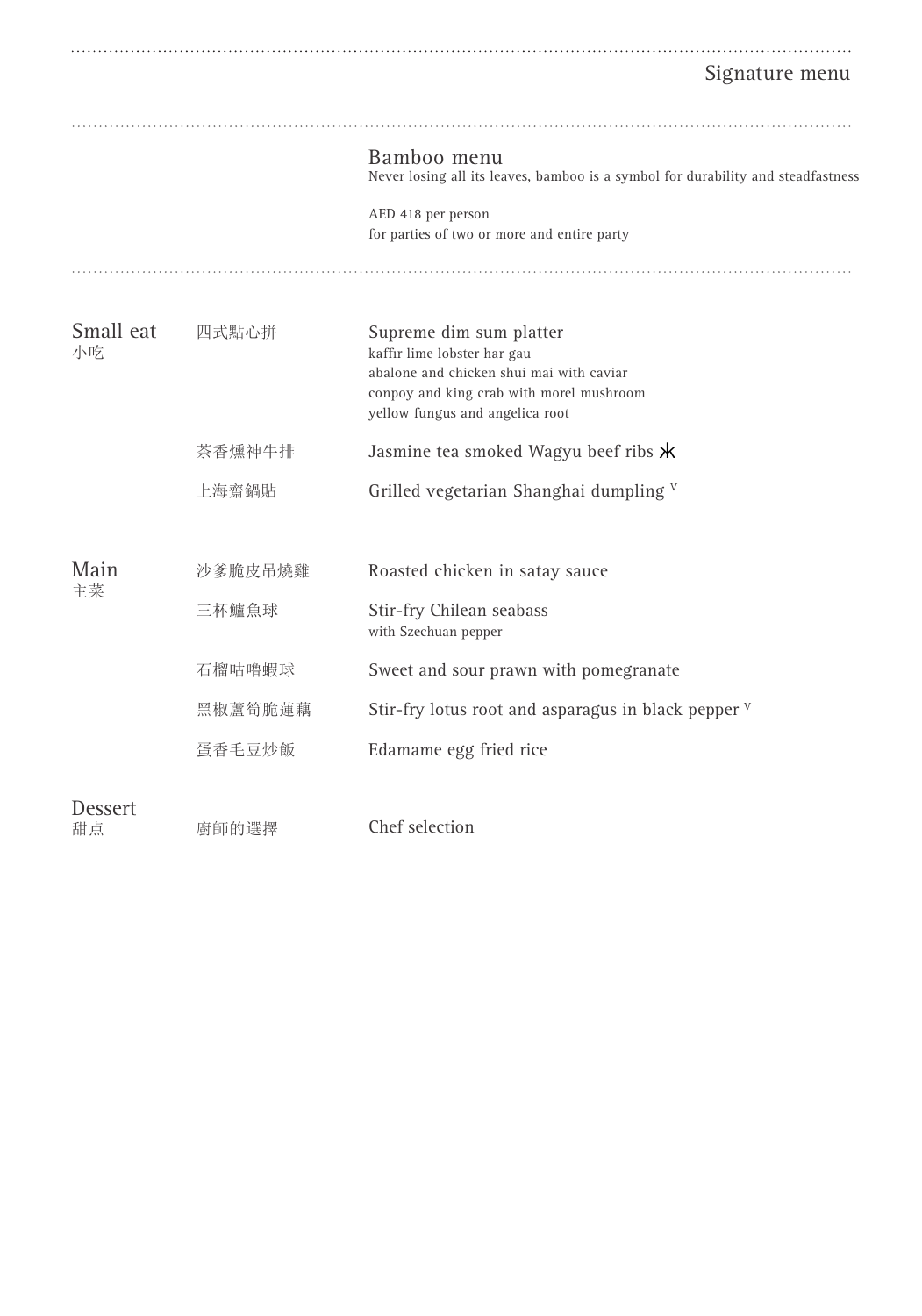Signature menu

## Bamboo menu

Never losing all its leaves, bamboo is a symbol for durability and steadfastness

AED 418 per person
for parties of two or more and entire party

| | | |
|---|---|---|
| **Small eat** 小吃 | 四式點心拼 | Supreme dim sum platter<br>kaffir lime lobster har gau<br>abalone and chicken shui mai with caviar<br>conpoy and king crab with morel mushroom<br>yellow fungus and angelica root |
| | 茶香燻神牛排 | Jasmine tea smoked Wagyu beef ribs ⋇ |
| | 上海齋鍋貼 | Grilled vegetarian Shanghai dumpling V |
| **Main** 主菜 | 沙爹脆皮吊燒雞 | Roasted chicken in satay sauce |
| | 三杯鱸魚球 | Stir-fry Chilean seabass<br>with Szechuan pepper |
| | 石榴咕嚕蝦球 | Sweet and sour prawn with pomegranate |
| | 黑椒蘆筍脆蓮藕 | Stir-fry lotus root and asparagus in black pepper V |
| | 蛋香毛豆炒飯 | Edamame egg fried rice |
| **Dessert** 甜点 | 廚師的選擇 | Chef selection |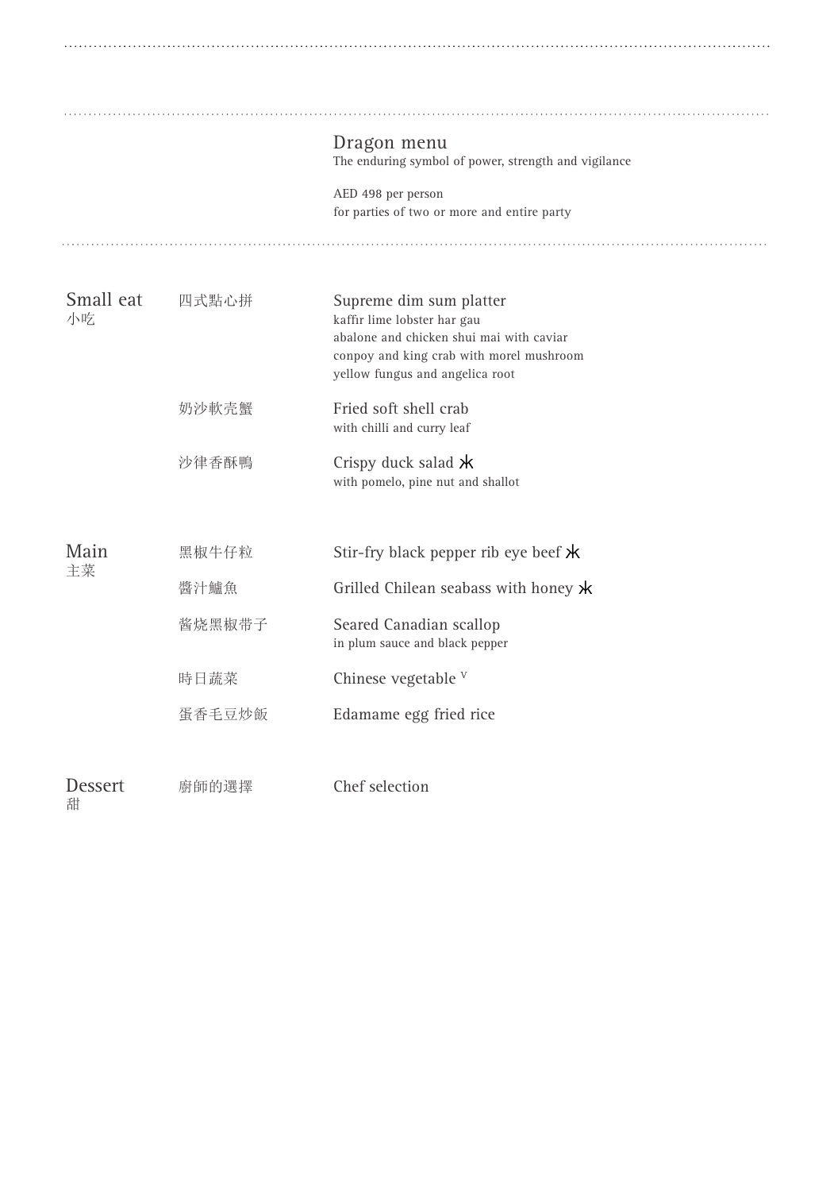## Dragon menu

The enduring symbol of power, strength and vigilance

AED 498 per person
for parties of two or more and entire party

---

### Small eat 小吃

四式點心拼 — **Supreme dim sum platter**
kaffir lime lobster har gau
abalone and chicken shui mai with caviar
conpoy and king crab with morel mushroom
yellow fungus and angelica root

奶沙軟壳蟹 — **Fried soft shell crab**
with chilli and curry leaf

沙律香酥鴨 — **Crispy duck salad** ⋇
with pomelo, pine nut and shallot

### Main 主菜

黑椒牛仔粒 — **Stir-fry black pepper rib eye beef** ⋇

醬汁鱸魚 — **Grilled Chilean seabass with honey** ⋇

酱烧黑椒带子 — **Seared Canadian scallop**
in plum sauce and black pepper

時日蔬菜 — **Chinese vegetable** V

蛋香毛豆炒飯 — **Edamame egg fried rice**

### Dessert 甜

廚師的選擇 — **Chef selection**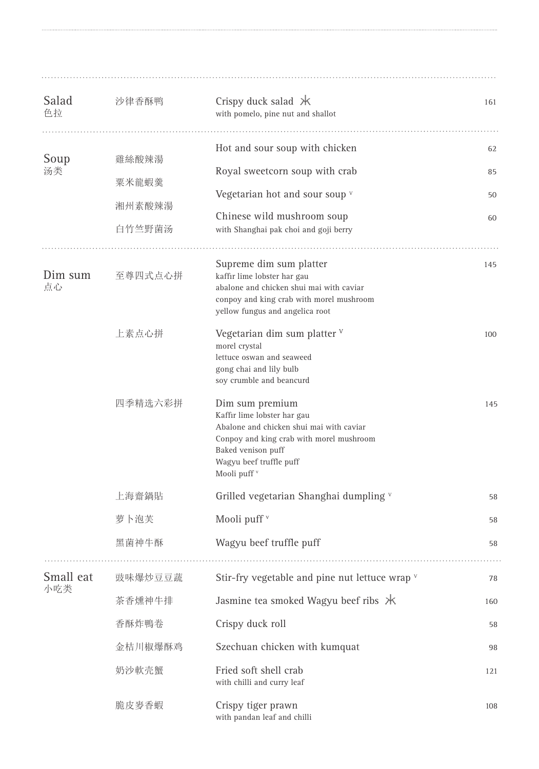## Salad 色拉

| | | |
|---|---|---|
| 沙律香酥鸭 | Crispy duck salad ⚹<br>with pomelo, pine nut and shallot | 161 |

## Soup 汤类

| | | |
|---|---|---|
| 雞絲酸辣湯 | Hot and sour soup with chicken | 62 |
| 粟米龍蝦羹 | Royal sweetcorn soup with crab | 85 |
| 湘州素酸辣湯 | Vegetarian hot and sour soup v | 50 |
| 白竹竺野菌汤 | Chinese wild mushroom soup<br>with Shanghai pak choi and goji berry | 60 |

## Dim sum 点心

| | | |
|---|---|---|
| 至尊四式点心拼 | Supreme dim sum platter<br>kaffir lime lobster har gau<br>abalone and chicken shui mai with caviar<br>conpoy and king crab with morel mushroom<br>yellow fungus and angelica root | 145 |
| 上素点心拼 | Vegetarian dim sum platter V<br>morel crystal<br>lettuce oswan and seaweed<br>gong chai and lily bulb<br>soy crumble and beancurd | 100 |
| 四季精选六彩拼 | Dim sum premium<br>Kaffir lime lobster har gau<br>Abalone and chicken shui mai with caviar<br>Conpoy and king crab with morel mushroom<br>Baked venison puff<br>Wagyu beef truffle puff<br>Mooli puff v | 145 |
| 上海齋鍋貼 | Grilled vegetarian Shanghai dumpling v | 58 |
| 萝卜泡芙 | Mooli puff v | 58 |
| 黑菌神牛酥 | Wagyu beef truffle puff | 58 |

## Small eat 小吃类

| | | |
|---|---|---|
| 豉味爆炒豆豆蔬 | Stir-fry vegetable and pine nut lettuce wrap v | 78 |
| 茶香燻神牛排 | Jasmine tea smoked Wagyu beef ribs ⚹ | 160 |
| 香酥炸鴨卷 | Crispy duck roll | 58 |
| 金桔川椒爆酥鸡 | Szechuan chicken with kumquat | 98 |
| 奶沙軟壳蟹 | Fried soft shell crab<br>with chilli and curry leaf | 121 |
| 脆皮麥香蝦 | Crispy tiger prawn<br>with pandan leaf and chilli | 108 |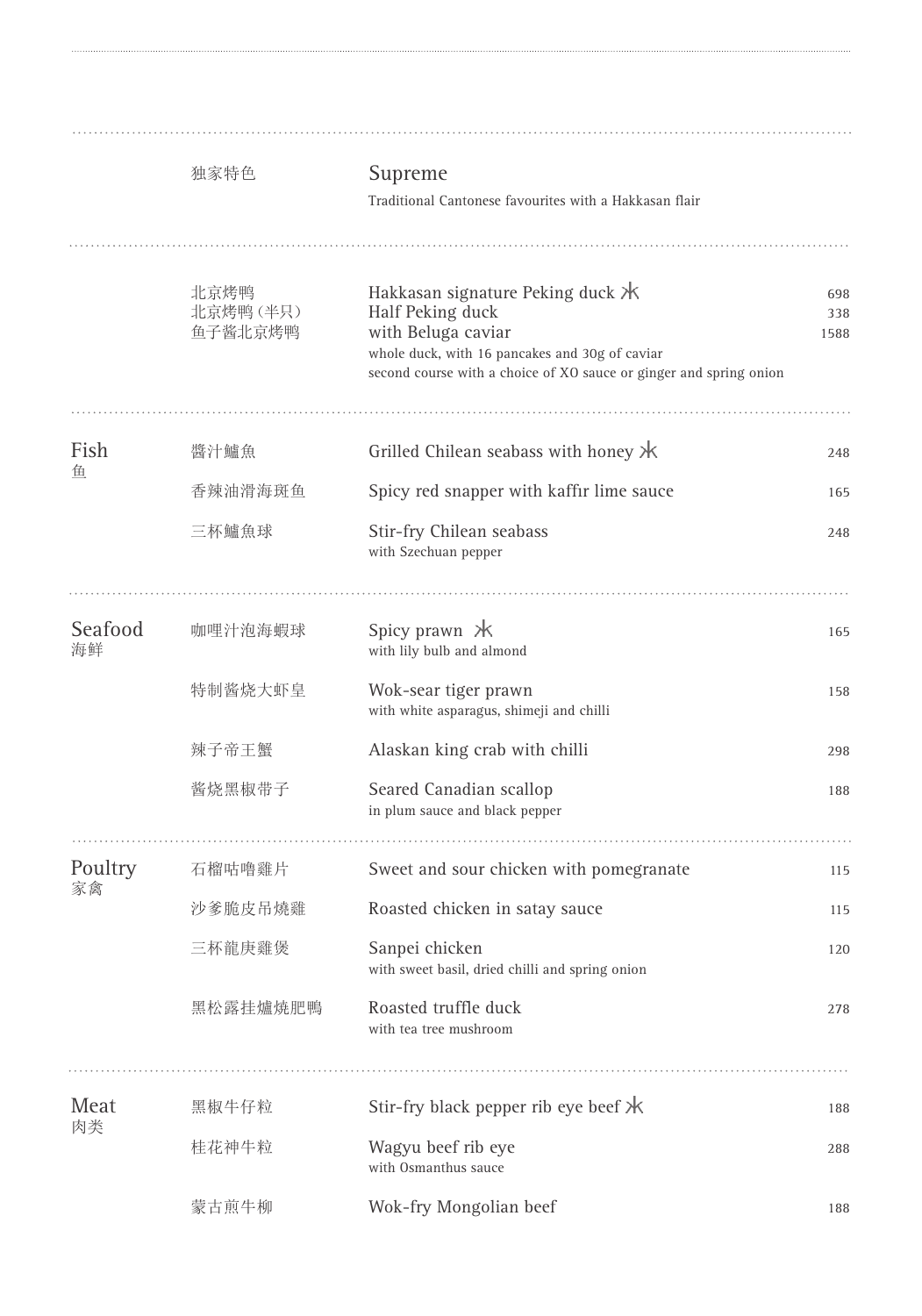## 独家特色 Supreme

Traditional Cantonese favourites with a Hakkasan flair

| | | |
|---|---|---|
| 北京烤鸭 | Hakkasan signature Peking duck ⚹ | 698 |
| 北京烤鸭(半只) | Half Peking duck | 338 |
| 鱼子酱北京烤鸭 | with Beluga caviar | 1588 |
| | whole duck, with 16 pancakes and 30g of caviar<br>second course with a choice of XO sauce or ginger and spring onion | |

## Fish 鱼

| | | |
|---|---|---|
| 醬汁鱸魚 | Grilled Chilean seabass with honey ⚹ | 248 |
| 香辣油滑海斑鱼 | Spicy red snapper with kaffir lime sauce | 165 |
| 三杯鱸魚球 | Stir-fry Chilean seabass<br>with Szechuan pepper | 248 |

## Seafood 海鲜

| | | |
|---|---|---|
| 咖哩汁泡海蝦球 | Spicy prawn ⚹<br>with lily bulb and almond | 165 |
| 特制酱烧大虾皇 | Wok-sear tiger prawn<br>with white asparagus, shimeji and chilli | 158 |
| 辣子帝王蟹 | Alaskan king crab with chilli | 298 |
| 酱烧黑椒带子 | Seared Canadian scallop<br>in plum sauce and black pepper | 188 |

## Poultry 家禽

| | | |
|---|---|---|
| 石榴咕嚕雞片 | Sweet and sour chicken with pomegranate | 115 |
| 沙爹脆皮吊燒雞 | Roasted chicken in satay sauce | 115 |
| 三杯龍庚雞煲 | Sanpei chicken<br>with sweet basil, dried chilli and spring onion | 120 |
| 黑松露挂爐燒肥鴨 | Roasted truffle duck<br>with tea tree mushroom | 278 |

## Meat 肉类

| | | |
|---|---|---|
| 黑椒牛仔粒 | Stir-fry black pepper rib eye beef ⚹ | 188 |
| 桂花神牛粒 | Wagyu beef rib eye<br>with Osmanthus sauce | 288 |
| 蒙古煎牛柳 | Wok-fry Mongolian beef | 188 |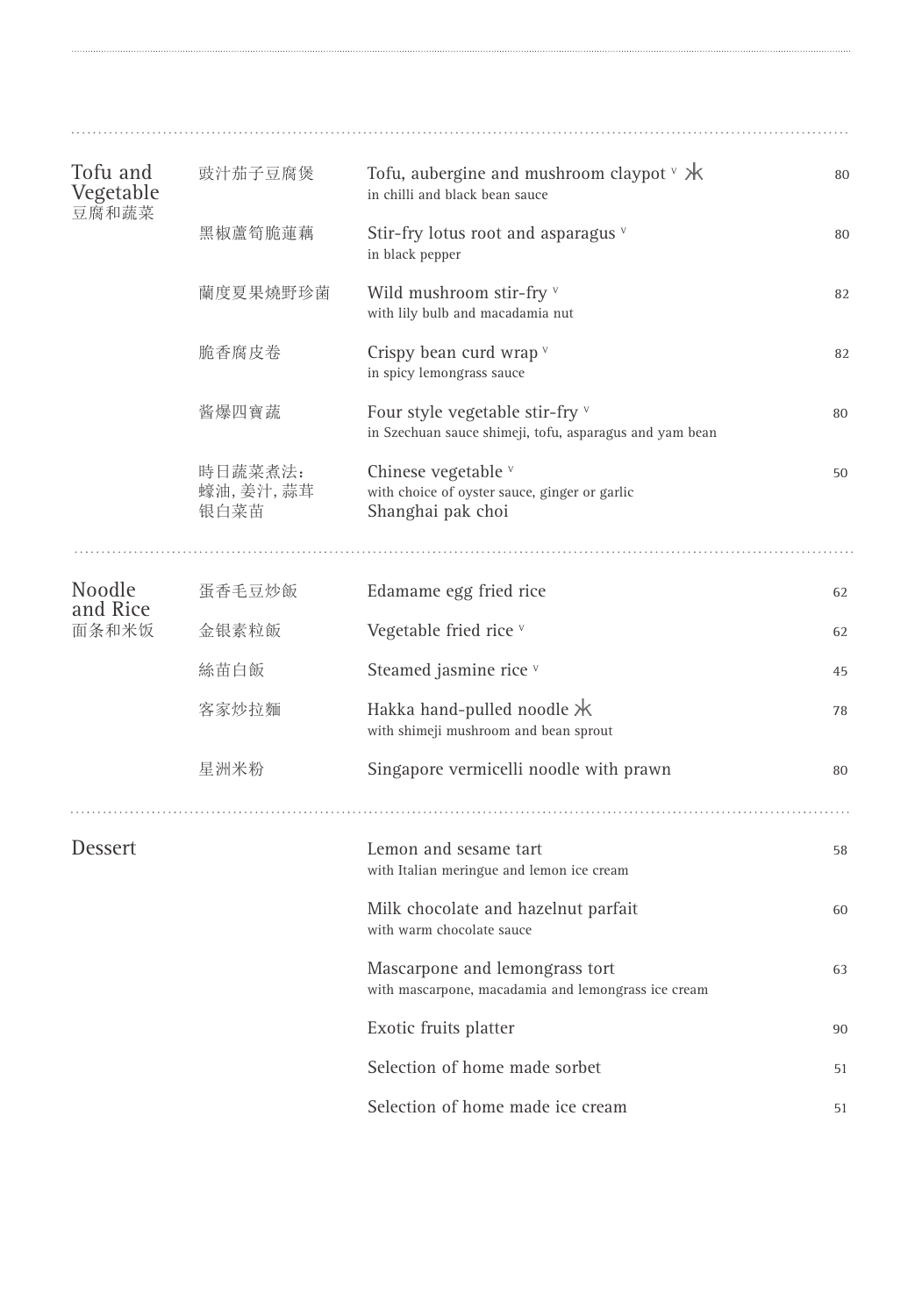## Tofu and Vegetable 豆腐和蔬菜

| | | |
|---|---|---|
| 豉汁茄子豆腐煲 | Tofu, aubergine and mushroom claypot v ⚹<br>in chilli and black bean sauce | 80 |
| 黑椒蘆筍脆蓮藕 | Stir-fry lotus root and asparagus v<br>in black pepper | 80 |
| 蘭度夏果燒野珍菌 | Wild mushroom stir-fry v<br>with lily bulb and macadamia nut | 82 |
| 脆香腐皮卷 | Crispy bean curd wrap v<br>in spicy lemongrass sauce | 82 |
| 酱爆四寶蔬 | Four style vegetable stir-fry v<br>in Szechuan sauce shimeji, tofu, asparagus and yam bean | 80 |
| 時日蔬菜煮法：<br>蠔油, 姜汁, 蒜茸<br>银白菜苗 | Chinese vegetable v<br>with choice of oyster sauce, ginger or garlic<br>Shanghai pak choi | 50 |

## Noodle and Rice 面条和米饭

| | | |
|---|---|---|
| 蛋香毛豆炒飯 | Edamame egg fried rice | 62 |
| 金银素粒飯 | Vegetable fried rice v | 62 |
| 絲苗白飯 | Steamed jasmine rice v | 45 |
| 客家炒拉麵 | Hakka hand-pulled noodle ⚹<br>with shimeji mushroom and bean sprout | 78 |
| 星洲米粉 | Singapore vermicelli noodle with prawn | 80 |

## Dessert

| | |
|---|---|
| Lemon and sesame tart<br>with Italian meringue and lemon ice cream | 58 |
| Milk chocolate and hazelnut parfait<br>with warm chocolate sauce | 60 |
| Mascarpone and lemongrass tort<br>with mascarpone, macadamia and lemongrass ice cream | 63 |
| Exotic fruits platter | 90 |
| Selection of home made sorbet | 51 |
| Selection of home made ice cream | 51 |